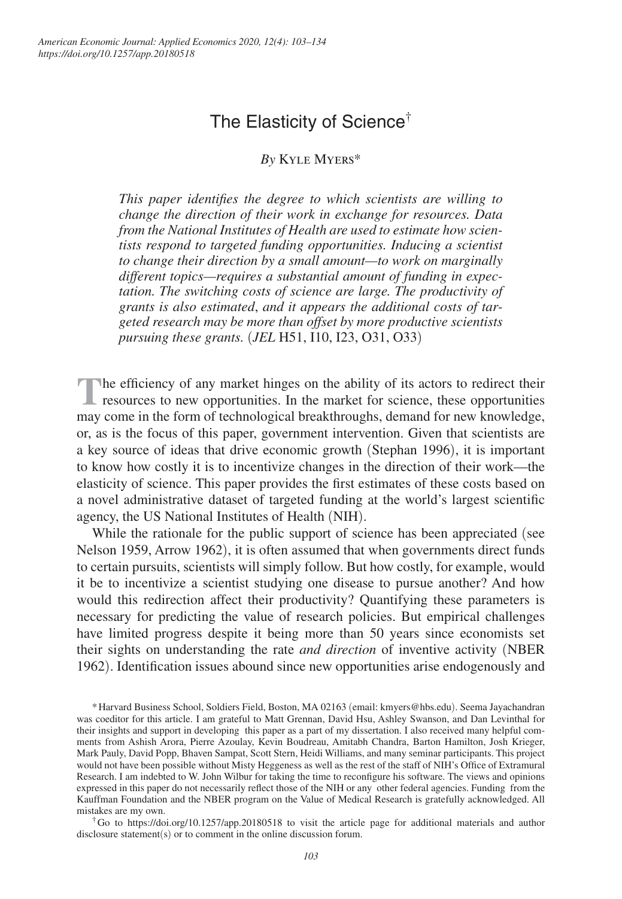# The Elasticity of Science[†]

*By* Kyle Myers*

*This paper identifies the degree to which scientists are willing to change the direction of their work in exchange for resources. Data from the National Institutes of Health are used to estimate how scientists respond to targeted funding opportunities. Inducing a scientist to change their direction by a small amount—to work on marginally different topics—requires a substantial amount of funding in expectation. The switching costs of science are large. The productivity of grants is also estimated, and it appears the additional costs of targeted research may be more than offset by more productive scientists pursuing these grants.* (*JEL* H51, I10, I23, O31, O33)

The efficiency of any market hinges on the ability of its actors to redirect their resources to new opportunities. In the market for science, these opportunities may come in the form of technological breakthroughs, demand for new knowledge, or, as is the focus of this paper, government intervention. Given that scientists are a key source of ideas that drive economic growth (Stephan 1996), it is important to know how costly it is to incentivize changes in the direction of their work—the elasticity of science. This paper provides the first estimates of these costs based on a novel administrative dataset of targeted funding at the world's largest scientific agency, the US National Institutes of Health (NIH).

While the rationale for the public support of science has been appreciated (see Nelson 1959, Arrow 1962), it is often assumed that when governments direct funds to certain pursuits, scientists will simply follow. But how costly, for example, would it be to incentivize a scientist studying one disease to pursue another? And how would this redirection affect their productivity? Quantifying these parameters is necessary for predicting the value of research policies. But empirical challenges have limited progress despite it being more than 50 years since economists set their sights on understanding the rate *and direction* of inventive activity (NBER 1962). Identification issues abound since new opportunities arise endogenously and

*Harvard Business School, Soldiers Field, Boston, MA 02163 (email: kmyers@hbs.edu). Seema Jayachandran was coeditor for this article. I am grateful to Matt Grennan, David Hsu, Ashley Swanson, and Dan Levinthal for their insights and support in developing this paper as a part of my dissertation. I also received many helpful comments from Ashish Arora, Pierre Azoulay, Kevin Boudreau, Amitabh Chandra, Barton Hamilton, Josh Krieger, Mark Pauly, David Popp, Bhaven Sampat, Scott Stern, Heidi Williams, and many seminar participants. This project would not have been possible without Misty Heggeness as well as the rest of the staff of NIH's Office of Extramural Research. I am indebted to W. John Wilbur for taking the time to reconfigure his software. The views and opinions expressed in this paper do not necessarily reflect those of the NIH or any other federal agencies. Funding from the Kauffman Foundation and the NBER program on the Value of Medical Research is gratefully acknowledged. All mistakes are my own.

[†]Go to https://doi.org/10.1257/app.20180518 to visit the article page for additional materials and author disclosure statement(s) or to comment in the online discussion forum.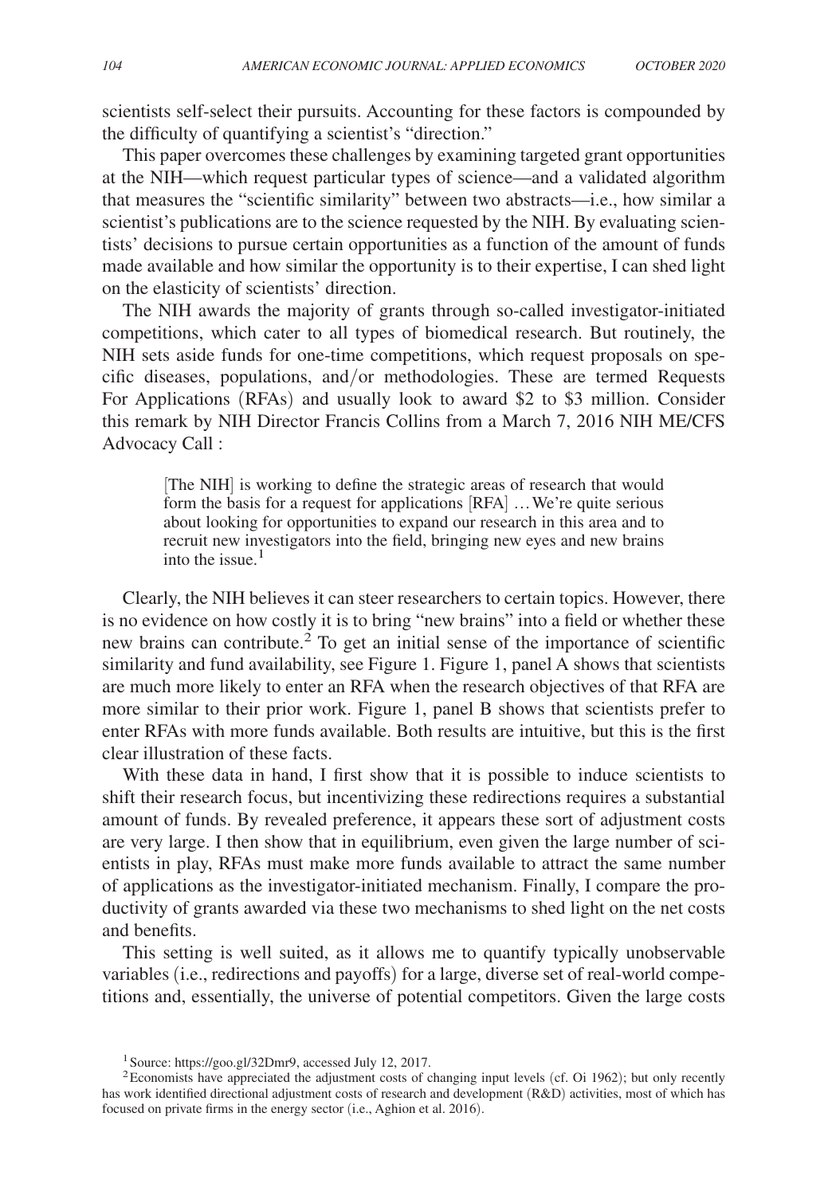scientists self-select their pursuits. Accounting for these factors is compounded by the difficulty of quantifying a scientist's "direction."

This paper overcomes these challenges by examining targeted grant opportunities at the NIH—which request particular types of science—and a validated algorithm that measures the "scientific similarity" between two abstracts—i.e., how similar a scientist's publications are to the science requested by the NIH. By evaluating scientists' decisions to pursue certain opportunities as a function of the amount of funds made available and how similar the opportunity is to their expertise, I can shed light on the elasticity of scientists' direction.

The NIH awards the majority of grants through so-called investigator-initiated competitions, which cater to all types of biomedical research. But routinely, the NIH sets aside funds for one-time competitions, which request proposals on specific diseases, populations, and/or methodologies. These are termed Requests For Applications (RFAs) and usually look to award \$2 to \$3 million. Consider this remark by NIH Director Francis Collins from a March 7, 2016 NIH ME/CFS Advocacy Call :

> [The NIH] is working to define the strategic areas of research that would form the basis for a request for applications [RFA] …We're quite serious about looking for opportunities to expand our research in this area and to recruit new investigators into the field, bringing new eyes and new brains into the issue.[1]

Clearly, the NIH believes it can steer researchers to certain topics. However, there is no evidence on how costly it is to bring "new brains" into a field or whether these new brains can contribute.[2] To get an initial sense of the importance of scientific similarity and fund availability, see Figure 1. Figure 1, panel A shows that scientists are much more likely to enter an RFA when the research objectives of that RFA are more similar to their prior work. Figure 1, panel B shows that scientists prefer to enter RFAs with more funds available. Both results are intuitive, but this is the first clear illustration of these facts.

With these data in hand, I first show that it is possible to induce scientists to shift their research focus, but incentivizing these redirections requires a substantial amount of funds. By revealed preference, it appears these sort of adjustment costs are very large. I then show that in equilibrium, even given the large number of scientists in play, RFAs must make more funds available to attract the same number of applications as the investigator-initiated mechanism. Finally, I compare the productivity of grants awarded via these two mechanisms to shed light on the net costs and benefits.

This setting is well suited, as it allows me to quantify typically unobservable variables (i.e., redirections and payoffs) for a large, diverse set of real-world competitions and, essentially, the universe of potential competitors. Given the large costs

[1] Source: https://goo.gl/32Dmr9, accessed July 12, 2017.

[2] Economists have appreciated the adjustment costs of changing input levels (cf. Oi 1962); but only recently has work identified directional adjustment costs of research and development (R&D) activities, most of which has focused on private firms in the energy sector (i.e., Aghion et al. 2016).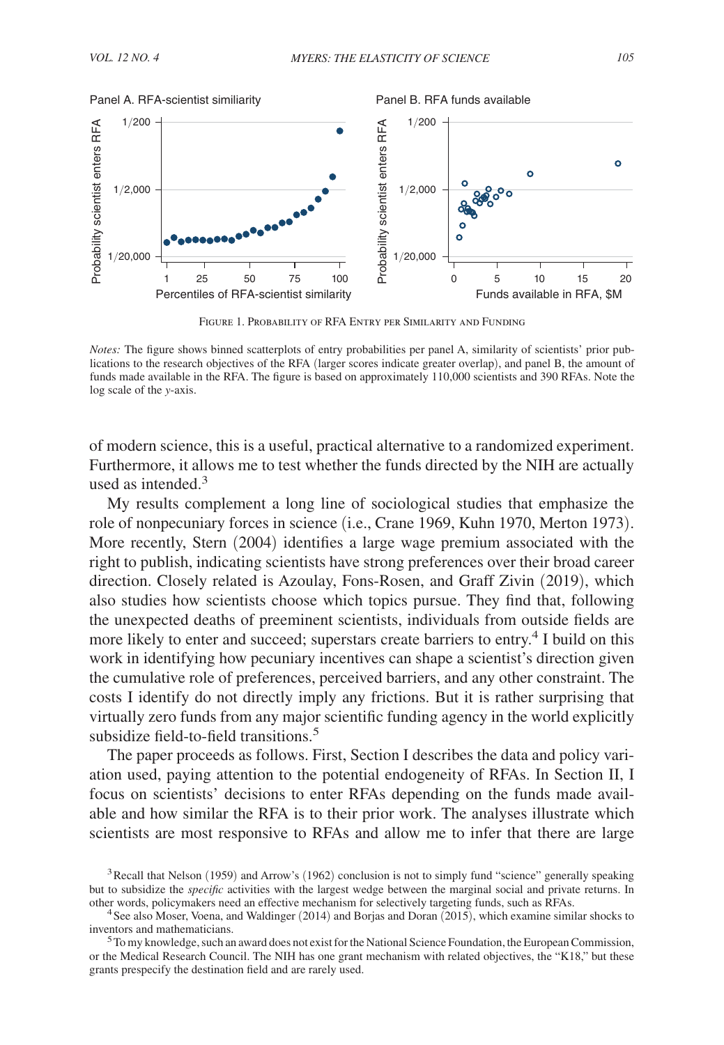Figure 1. Probability of RFA Entry per Similarity and Funding

*Notes:* The figure shows binned scatterplots of entry probabilities per panel A, similarity of scientists' prior publications to the research objectives of the RFA (larger scores indicate greater overlap), and panel B, the amount of funds made available in the RFA. The figure is based on approximately 110,000 scientists and 390 RFAs. Note the log scale of the *y*-axis.

of modern science, this is a useful, practical alternative to a randomized experiment. Furthermore, it allows me to test whether the funds directed by the NIH are actually used as intended.[3]

My results complement a long line of sociological studies that emphasize the role of nonpecuniary forces in science (i.e., Crane 1969, Kuhn 1970, Merton 1973). More recently, Stern (2004) identifies a large wage premium associated with the right to publish, indicating scientists have strong preferences over their broad career direction. Closely related is Azoulay, Fons-Rosen, and Graff Zivin (2019), which also studies how scientists choose which topics pursue. They find that, following the unexpected deaths of preeminent scientists, individuals from outside fields are more likely to enter and succeed; superstars create barriers to entry.[4] I build on this work in identifying how pecuniary incentives can shape a scientist's direction given the cumulative role of preferences, perceived barriers, and any other constraint. The costs I identify do not directly imply any frictions. But it is rather surprising that virtually zero funds from any major scientific funding agency in the world explicitly subsidize field-to-field transitions.[5]

The paper proceeds as follows. First, Section I describes the data and policy variation used, paying attention to the potential endogeneity of RFAs. In Section II, I focus on scientists' decisions to enter RFAs depending on the funds made available and how similar the RFA is to their prior work. The analyses illustrate which scientists are most responsive to RFAs and allow me to infer that there are large

[3] Recall that Nelson (1959) and Arrow's (1962) conclusion is not to simply fund "science" generally speaking but to subsidize the *specific* activities with the largest wedge between the marginal social and private returns. In other words, policymakers need an effective mechanism for selectively targeting funds, such as RFAs.

[4] See also Moser, Voena, and Waldinger (2014) and Borjas and Doran (2015), which examine similar shocks to inventors and mathematicians.

[5] To my knowledge, such an award does not exist for the National Science Foundation, the European Commission, or the Medical Research Council. The NIH has one grant mechanism with related objectives, the "K18," but these grants prespecify the destination field and are rarely used.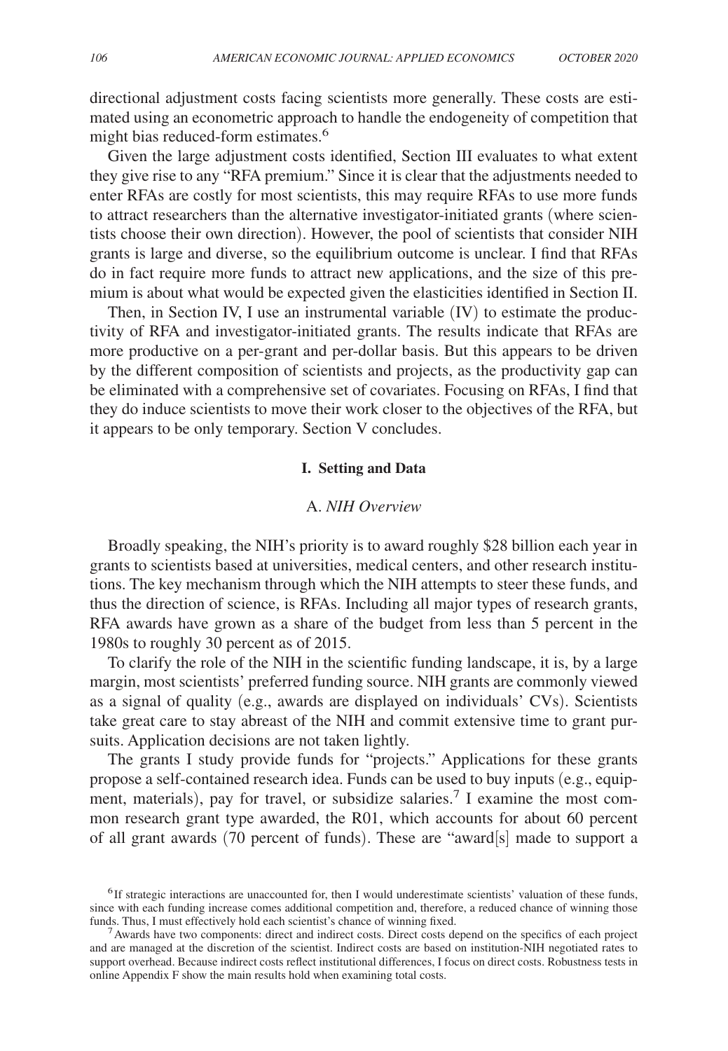directional adjustment costs facing scientists more generally. These costs are estimated using an econometric approach to handle the endogeneity of competition that might bias reduced-form estimates.[6]

Given the large adjustment costs identified, Section III evaluates to what extent they give rise to any "RFA premium." Since it is clear that the adjustments needed to enter RFAs are costly for most scientists, this may require RFAs to use more funds to attract researchers than the alternative investigator-initiated grants (where scientists choose their own direction). However, the pool of scientists that consider NIH grants is large and diverse, so the equilibrium outcome is unclear. I find that RFAs do in fact require more funds to attract new applications, and the size of this premium is about what would be expected given the elasticities identified in Section II.

Then, in Section IV, I use an instrumental variable (IV) to estimate the productivity of RFA and investigator-initiated grants. The results indicate that RFAs are more productive on a per-grant and per-dollar basis. But this appears to be driven by the different composition of scientists and projects, as the productivity gap can be eliminated with a comprehensive set of covariates. Focusing on RFAs, I find that they do induce scientists to move their work closer to the objectives of the RFA, but it appears to be only temporary. Section V concludes.

## I. Setting and Data

### A. *NIH Overview*

Broadly speaking, the NIH's priority is to award roughly \$28 billion each year in grants to scientists based at universities, medical centers, and other research institutions. The key mechanism through which the NIH attempts to steer these funds, and thus the direction of science, is RFAs. Including all major types of research grants, RFA awards have grown as a share of the budget from less than 5 percent in the 1980s to roughly 30 percent as of 2015.

To clarify the role of the NIH in the scientific funding landscape, it is, by a large margin, most scientists' preferred funding source. NIH grants are commonly viewed as a signal of quality (e.g., awards are displayed on individuals' CVs). Scientists take great care to stay abreast of the NIH and commit extensive time to grant pursuits. Application decisions are not taken lightly.

The grants I study provide funds for "projects." Applications for these grants propose a self-contained research idea. Funds can be used to buy inputs (e.g., equipment, materials), pay for travel, or subsidize salaries.[7] I examine the most common research grant type awarded, the R01, which accounts for about 60 percent of all grant awards (70 percent of funds). These are "award[s] made to support a

[6] If strategic interactions are unaccounted for, then I would underestimate scientists' valuation of these funds, since with each funding increase comes additional competition and, therefore, a reduced chance of winning those funds. Thus, I must effectively hold each scientist's chance of winning fixed.

[7] Awards have two components: direct and indirect costs. Direct costs depend on the specifics of each project and are managed at the discretion of the scientist. Indirect costs are based on institution-NIH negotiated rates to support overhead. Because indirect costs reflect institutional differences, I focus on direct costs. Robustness tests in online Appendix F show the main results hold when examining total costs.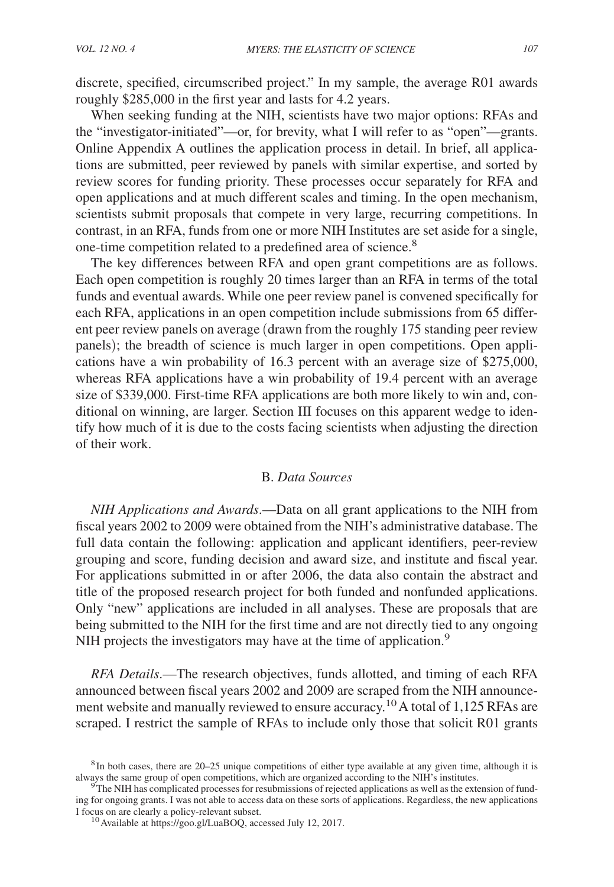discrete, specified, circumscribed project." In my sample, the average R01 awards roughly \$285,000 in the first year and lasts for 4.2 years.

When seeking funding at the NIH, scientists have two major options: RFAs and the "investigator-initiated"—or, for brevity, what I will refer to as "open"—grants. Online Appendix A outlines the application process in detail. In brief, all applications are submitted, peer reviewed by panels with similar expertise, and sorted by review scores for funding priority. These processes occur separately for RFA and open applications and at much different scales and timing. In the open mechanism, scientists submit proposals that compete in very large, recurring competitions. In contrast, in an RFA, funds from one or more NIH Institutes are set aside for a single, one-time competition related to a predefined area of science.[8]

The key differences between RFA and open grant competitions are as follows. Each open competition is roughly 20 times larger than an RFA in terms of the total funds and eventual awards. While one peer review panel is convened specifically for each RFA, applications in an open competition include submissions from 65 different peer review panels on average (drawn from the roughly 175 standing peer review panels); the breadth of science is much larger in open competitions. Open applications have a win probability of 16.3 percent with an average size of \$275,000, whereas RFA applications have a win probability of 19.4 percent with an average size of \$339,000. First-time RFA applications are both more likely to win and, conditional on winning, are larger. Section III focuses on this apparent wedge to identify how much of it is due to the costs facing scientists when adjusting the direction of their work.

## B. *Data Sources*

*NIH Applications and Awards*.—Data on all grant applications to the NIH from fiscal years 2002 to 2009 were obtained from the NIH's administrative database. The full data contain the following: application and applicant identifiers, peer-review grouping and score, funding decision and award size, and institute and fiscal year. For applications submitted in or after 2006, the data also contain the abstract and title of the proposed research project for both funded and nonfunded applications. Only "new" applications are included in all analyses. These are proposals that are being submitted to the NIH for the first time and are not directly tied to any ongoing NIH projects the investigators may have at the time of application.[9]

*RFA Details*.—The research objectives, funds allotted, and timing of each RFA announced between fiscal years 2002 and 2009 are scraped from the NIH announcement website and manually reviewed to ensure accuracy.[10] A total of 1,125 RFAs are scraped. I restrict the sample of RFAs to include only those that solicit R01 grants

---

[8] In both cases, there are 20–25 unique competitions of either type available at any given time, although it is always the same group of open competitions, which are organized according to the NIH's institutes.

[9] The NIH has complicated processes for resubmissions of rejected applications as well as the extension of funding for ongoing grants. I was not able to access data on these sorts of applications. Regardless, the new applications I focus on are clearly a policy-relevant subset.

[10] Available at https://goo.gl/LuaBOQ, accessed July 12, 2017.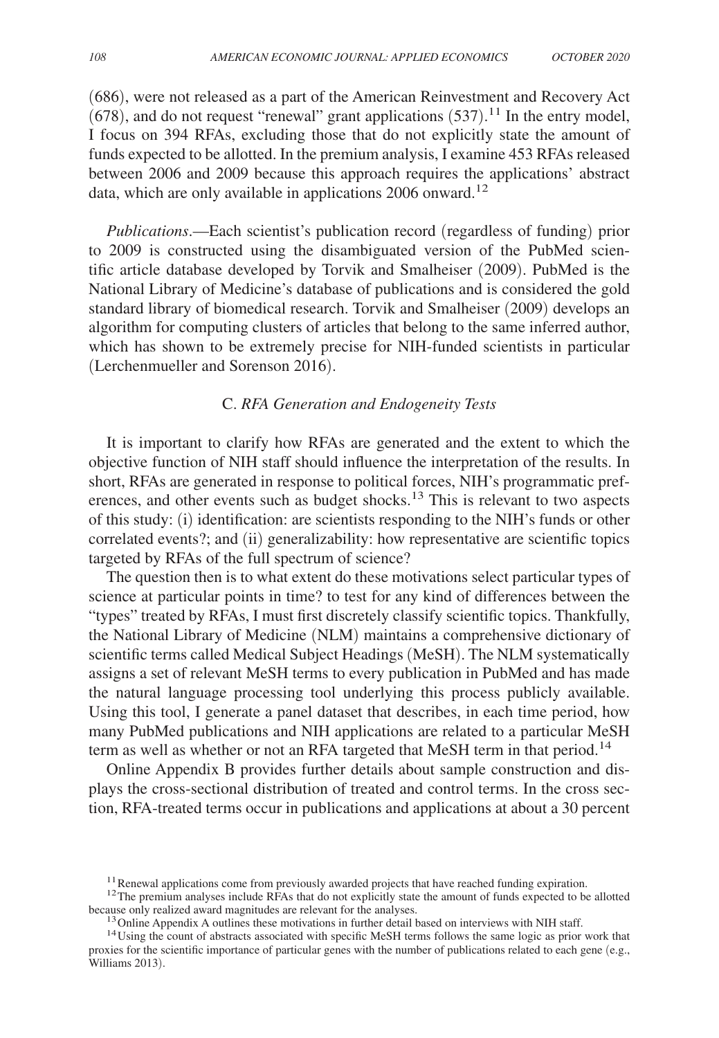(686), were not released as a part of the American Reinvestment and Recovery Act (678), and do not request "renewal" grant applications (537).[11] In the entry model, I focus on 394 RFAs, excluding those that do not explicitly state the amount of funds expected to be allotted. In the premium analysis, I examine 453 RFAs released between 2006 and 2009 because this approach requires the applications' abstract data, which are only available in applications 2006 onward.[12]

*Publications*.—Each scientist's publication record (regardless of funding) prior to 2009 is constructed using the disambiguated version of the PubMed scientific article database developed by Torvik and Smalheiser (2009). PubMed is the National Library of Medicine's database of publications and is considered the gold standard library of biomedical research. Torvik and Smalheiser (2009) develops an algorithm for computing clusters of articles that belong to the same inferred author, which has shown to be extremely precise for NIH-funded scientists in particular (Lerchenmueller and Sorenson 2016).

### C. *RFA Generation and Endogeneity Tests*

It is important to clarify how RFAs are generated and the extent to which the objective function of NIH staff should influence the interpretation of the results. In short, RFAs are generated in response to political forces, NIH's programmatic preferences, and other events such as budget shocks.[13] This is relevant to two aspects of this study: (i) identification: are scientists responding to the NIH's funds or other correlated events?; and (ii) generalizability: how representative are scientific topics targeted by RFAs of the full spectrum of science?

The question then is to what extent do these motivations select particular types of science at particular points in time? to test for any kind of differences between the "types" treated by RFAs, I must first discretely classify scientific topics. Thankfully, the National Library of Medicine (NLM) maintains a comprehensive dictionary of scientific terms called Medical Subject Headings (MeSH). The NLM systematically assigns a set of relevant MeSH terms to every publication in PubMed and has made the natural language processing tool underlying this process publicly available. Using this tool, I generate a panel dataset that describes, in each time period, how many PubMed publications and NIH applications are related to a particular MeSH term as well as whether or not an RFA targeted that MeSH term in that period.[14]

Online Appendix B provides further details about sample construction and displays the cross-sectional distribution of treated and control terms. In the cross section, RFA-treated terms occur in publications and applications at about a 30 percent

[11] Renewal applications come from previously awarded projects that have reached funding expiration.

[12] The premium analyses include RFAs that do not explicitly state the amount of funds expected to be allotted because only realized award magnitudes are relevant for the analyses.

[13] Online Appendix A outlines these motivations in further detail based on interviews with NIH staff.

[14] Using the count of abstracts associated with specific MeSH terms follows the same logic as prior work that proxies for the scientific importance of particular genes with the number of publications related to each gene (e.g., Williams 2013).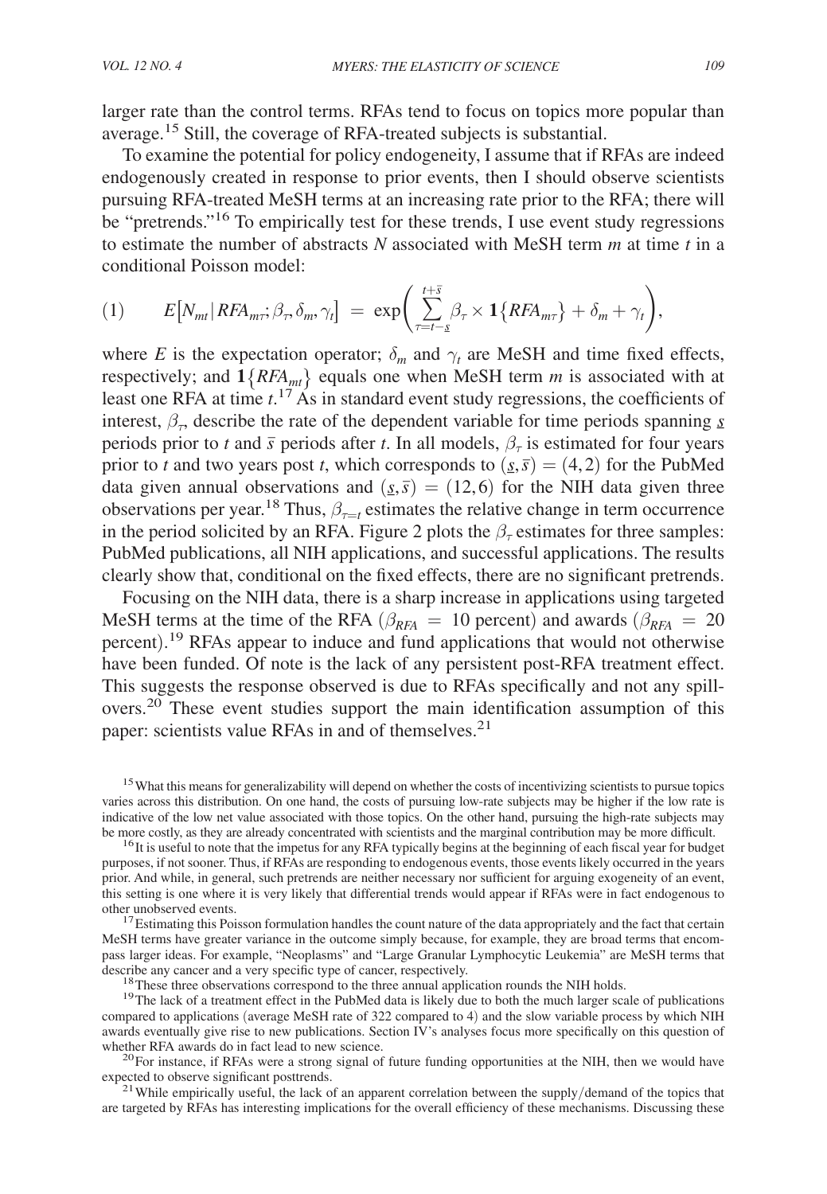larger rate than the control terms. RFAs tend to focus on topics more popular than average.[15] Still, the coverage of RFA-treated subjects is substantial.

To examine the potential for policy endogeneity, I assume that if RFAs are indeed endogenously created in response to prior events, then I should observe scientists pursuing RFA-treated MeSH terms at an increasing rate prior to the RFA; there will be "pretrends."[16] To empirically test for these trends, I use event study regressions to estimate the number of abstracts $N$ associated with MeSH term $m$ at time $t$ in a conditional Poisson model:

$$(1) \qquad E\left[N_{mt} \,|\, RFA_{m\tau}; \beta_\tau, \delta_m, \gamma_t\right] = \exp\left( \sum_{\tau=t-\underline{s}}^{t+\bar{s}} \beta_\tau \times \mathbf{1}\{RFA_{m\tau}\} + \delta_m + \gamma_t \right),$$

where $E$ is the expectation operator; $\delta_m$ and $\gamma_t$ are MeSH and time fixed effects, respectively; and $\mathbf{1}\{RFA_{mt}\}$ equals one when MeSH term $m$ is associated with at least one RFA at time $t$.[17] As in standard event study regressions, the coefficients of interest, $\beta_\tau$, describe the rate of the dependent variable for time periods spanning $\underline{s}$ periods prior to $t$ and $\bar{s}$ periods after $t$. In all models, $\beta_\tau$ is estimated for four years prior to $t$ and two years post $t$, which corresponds to $(\underline{s}, \bar{s}) = (4, 2)$ for the PubMed data given annual observations and $(\underline{s}, \bar{s}) = (12, 6)$ for the NIH data given three observations per year.[18] Thus, $\beta_{\tau=t}$ estimates the relative change in term occurrence in the period solicited by an RFA. Figure 2 plots the $\beta_\tau$ estimates for three samples: PubMed publications, all NIH applications, and successful applications. The results clearly show that, conditional on the fixed effects, there are no significant pretrends.

Focusing on the NIH data, there is a sharp increase in applications using targeted MeSH terms at the time of the RFA ($\beta_{RFA} = 10$ percent) and awards ($\beta_{RFA} = 20$ percent).[19] RFAs appear to induce and fund applications that would not otherwise have been funded. Of note is the lack of any persistent post-RFA treatment effect. This suggests the response observed is due to RFAs specifically and not any spillovers.[20] These event studies support the main identification assumption of this paper: scientists value RFAs in and of themselves.[21]

[15] What this means for generalizability will depend on whether the costs of incentivizing scientists to pursue topics varies across this distribution. On one hand, the costs of pursuing low-rate subjects may be higher if the low rate is indicative of the low net value associated with those topics. On the other hand, pursuing the high-rate subjects may be more costly, as they are already concentrated with scientists and the marginal contribution may be more difficult.

[16] It is useful to note that the impetus for any RFA typically begins at the beginning of each fiscal year for budget purposes, if not sooner. Thus, if RFAs are responding to endogenous events, those events likely occurred in the years prior. And while, in general, such pretrends are neither necessary nor sufficient for arguing exogeneity of an event, this setting is one where it is very likely that differential trends would appear if RFAs were in fact endogenous to other unobserved events.

[17] Estimating this Poisson formulation handles the count nature of the data appropriately and the fact that certain MeSH terms have greater variance in the outcome simply because, for example, they are broad terms that encompass larger ideas. For example, "Neoplasms" and "Large Granular Lymphocytic Leukemia" are MeSH terms that describe any cancer and a very specific type of cancer, respectively.

[18] These three observations correspond to the three annual application rounds the NIH holds.

[19] The lack of a treatment effect in the PubMed data is likely due to both the much larger scale of publications compared to applications (average MeSH rate of 322 compared to 4) and the slow variable process by which NIH awards eventually give rise to new publications. Section IV's analyses focus more specifically on this question of whether RFA awards do in fact lead to new science.

[20] For instance, if RFAs were a strong signal of future funding opportunities at the NIH, then we would have expected to observe significant posttrends.

[21] While empirically useful, the lack of an apparent correlation between the supply/demand of the topics that are targeted by RFAs has interesting implications for the overall efficiency of these mechanisms. Discussing these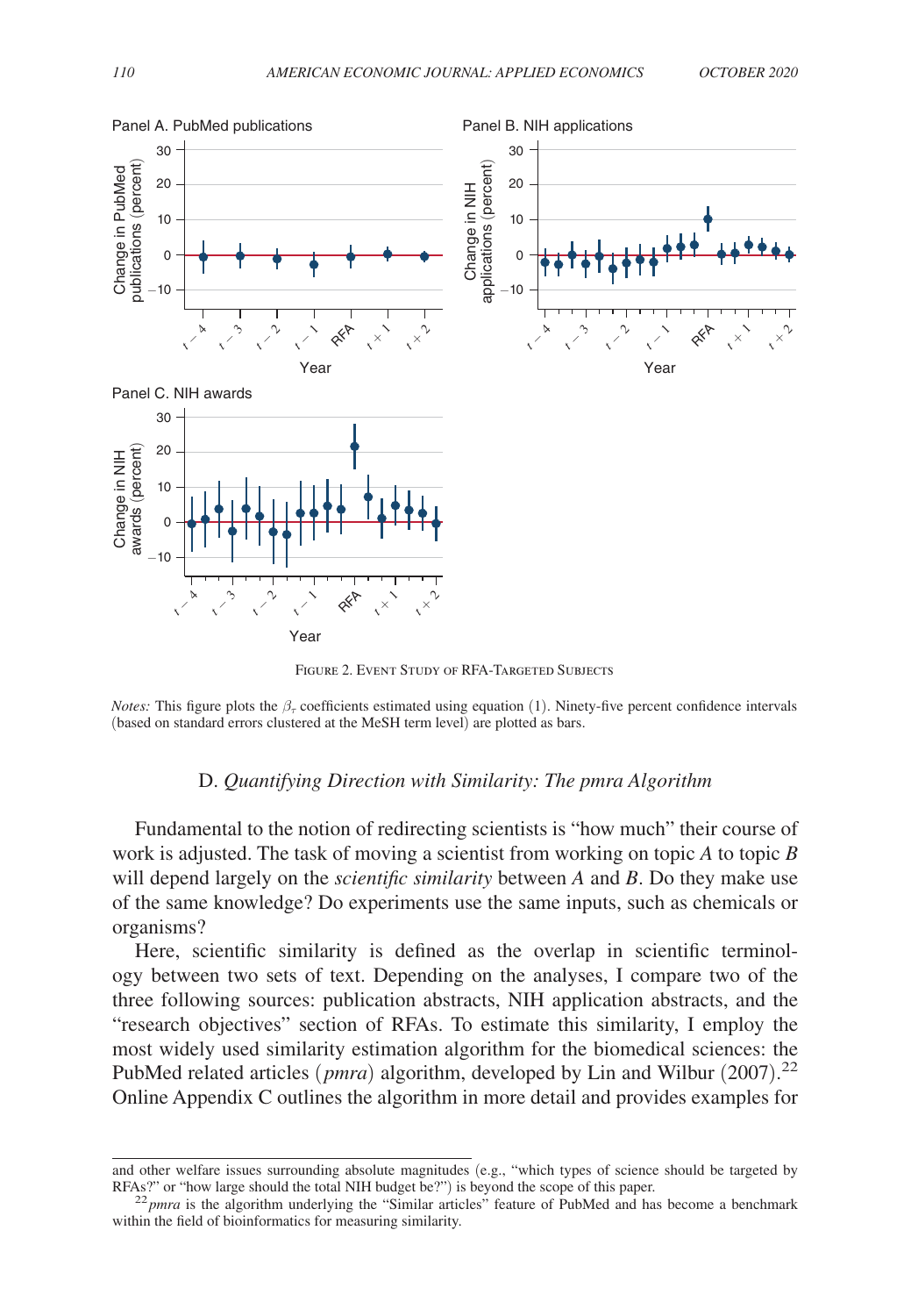Figure 2. Event Study of RFA-Targeted Subjects

*Notes:* This figure plots the $\beta_\tau$ coefficients estimated using equation (1). Ninety-five percent confidence intervals (based on standard errors clustered at the MeSH term level) are plotted as bars.

### D. *Quantifying Direction with Similarity: The pmra Algorithm*

Fundamental to the notion of redirecting scientists is "how much" their course of work is adjusted. The task of moving a scientist from working on topic *A* to topic *B* will depend largely on the *scientific similarity* between *A* and *B*. Do they make use of the same knowledge? Do experiments use the same inputs, such as chemicals or organisms?

Here, scientific similarity is defined as the overlap in scientific terminology between two sets of text. Depending on the analyses, I compare two of the three following sources: publication abstracts, NIH application abstracts, and the "research objectives" section of RFAs. To estimate this similarity, I employ the most widely used similarity estimation algorithm for the biomedical sciences: the PubMed related articles (*pmra*) algorithm, developed by Lin and Wilbur (2007).[22] Online Appendix C outlines the algorithm in more detail and provides examples for

---

and other welfare issues surrounding absolute magnitudes (e.g., "which types of science should be targeted by RFAs?" or "how large should the total NIH budget be?") is beyond the scope of this paper.

[22] *pmra* is the algorithm underlying the "Similar articles" feature of PubMed and has become a benchmark within the field of bioinformatics for measuring similarity.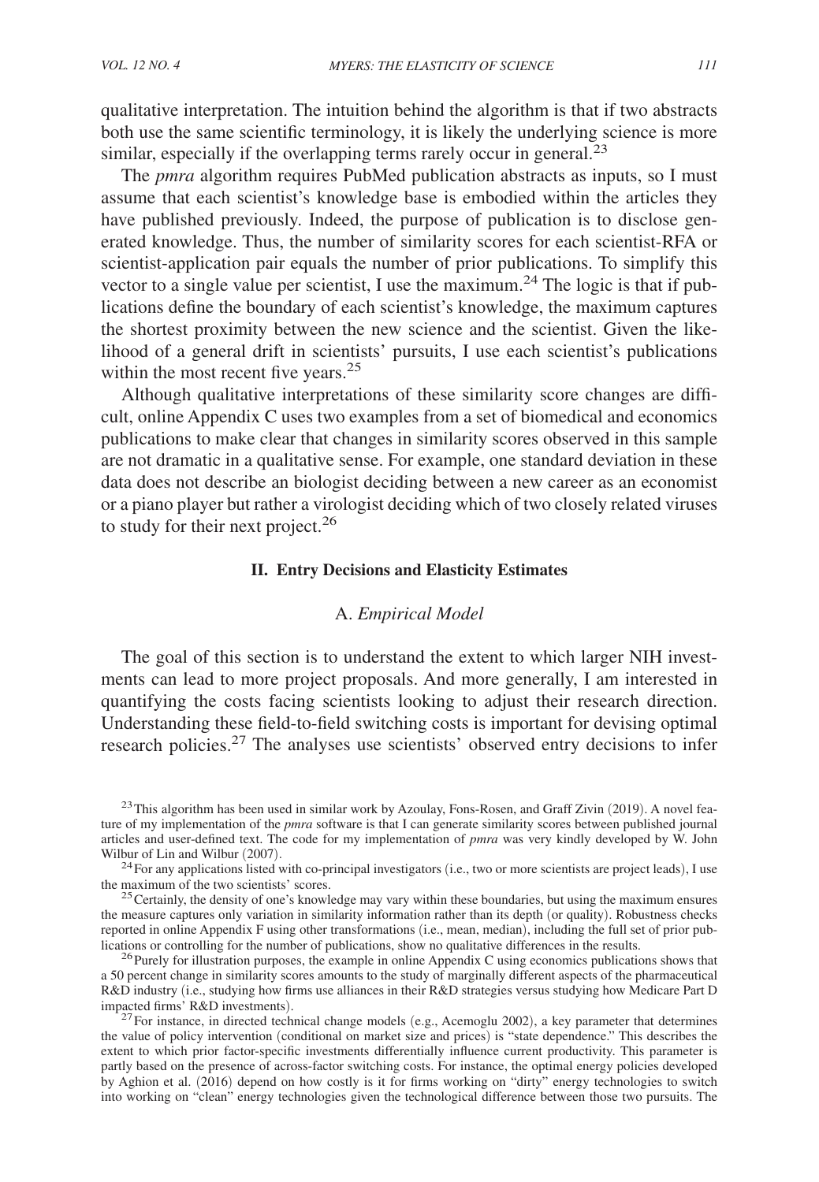qualitative interpretation. The intuition behind the algorithm is that if two abstracts both use the same scientific terminology, it is likely the underlying science is more similar, especially if the overlapping terms rarely occur in general.[23]

The *pmra* algorithm requires PubMed publication abstracts as inputs, so I must assume that each scientist's knowledge base is embodied within the articles they have published previously. Indeed, the purpose of publication is to disclose generated knowledge. Thus, the number of similarity scores for each scientist-RFA or scientist-application pair equals the number of prior publications. To simplify this vector to a single value per scientist, I use the maximum.[24] The logic is that if publications define the boundary of each scientist's knowledge, the maximum captures the shortest proximity between the new science and the scientist. Given the likelihood of a general drift in scientists' pursuits, I use each scientist's publications within the most recent five years.[25]

Although qualitative interpretations of these similarity score changes are difficult, online Appendix C uses two examples from a set of biomedical and economics publications to make clear that changes in similarity scores observed in this sample are not dramatic in a qualitative sense. For example, one standard deviation in these data does not describe an biologist deciding between a new career as an economist or a piano player but rather a virologist deciding which of two closely related viruses to study for their next project.[26]

## II. Entry Decisions and Elasticity Estimates

### A. *Empirical Model*

The goal of this section is to understand the extent to which larger NIH investments can lead to more project proposals. And more generally, I am interested in quantifying the costs facing scientists looking to adjust their research direction. Understanding these field-to-field switching costs is important for devising optimal research policies.[27] The analyses use scientists' observed entry decisions to infer

[23] This algorithm has been used in similar work by Azoulay, Fons-Rosen, and Graff Zivin (2019). A novel feature of my implementation of the *pmra* software is that I can generate similarity scores between published journal articles and user-defined text. The code for my implementation of *pmra* was very kindly developed by W. John Wilbur of Lin and Wilbur (2007).

[24] For any applications listed with co-principal investigators (i.e., two or more scientists are project leads), I use the maximum of the two scientists' scores.

[25] Certainly, the density of one's knowledge may vary within these boundaries, but using the maximum ensures the measure captures only variation in similarity information rather than its depth (or quality). Robustness checks reported in online Appendix F using other transformations (i.e., mean, median), including the full set of prior publications or controlling for the number of publications, show no qualitative differences in the results.

[26] Purely for illustration purposes, the example in online Appendix C using economics publications shows that a 50 percent change in similarity scores amounts to the study of marginally different aspects of the pharmaceutical R&D industry (i.e., studying how firms use alliances in their R&D strategies versus studying how Medicare Part D impacted firms' R&D investments).

[27] For instance, in directed technical change models (e.g., Acemoglu 2002), a key parameter that determines the value of policy intervention (conditional on market size and prices) is "state dependence." This describes the extent to which prior factor-specific investments differentially influence current productivity. This parameter is partly based on the presence of across-factor switching costs. For instance, the optimal energy policies developed by Aghion et al. (2016) depend on how costly is it for firms working on "dirty" energy technologies to switch into working on "clean" energy technologies given the technological difference between those two pursuits. The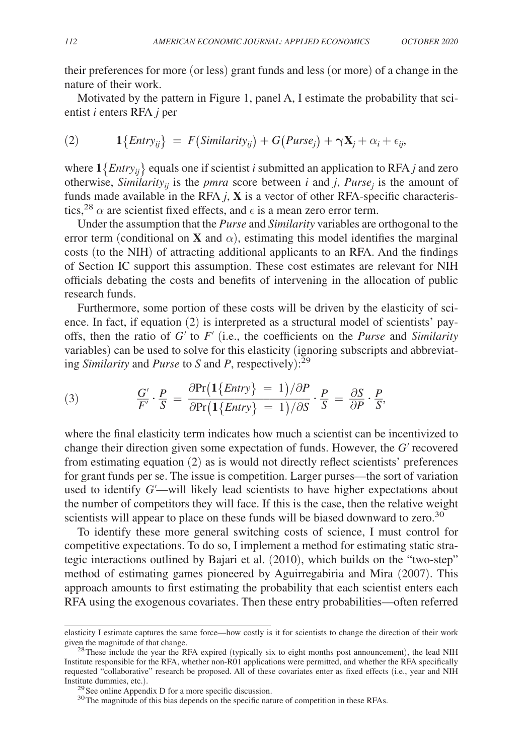their preferences for more (or less) grant funds and less (or more) of a change in the nature of their work.

Motivated by the pattern in Figure 1, panel A, I estimate the probability that scientist $i$ enters RFA $j$ per

$$\mathbf{1}\{Entry_{ij}\} = F(Similarity_{ij}) + G(Purse_j) + \gamma\mathbf{X}_j + \alpha_i + \epsilon_{ij}, \tag{2}$$

where $\mathbf{1}\{Entry_{ij}\}$ equals one if scientist $i$ submitted an application to RFA $j$ and zero otherwise, $Similarity_{ij}$ is the *pmra* score between $i$ and $j$, $Purse_j$ is the amount of funds made available in the RFA $j$, $\mathbf{X}$ is a vector of other RFA-specific characteristics,[28] $\alpha$ are scientist fixed effects, and $\epsilon$ is a mean zero error term.

Under the assumption that the *Purse* and *Similarity* variables are orthogonal to the error term (conditional on $\mathbf{X}$ and $\alpha$), estimating this model identifies the marginal costs (to the NIH) of attracting additional applicants to an RFA. And the findings of Section IC support this assumption. These cost estimates are relevant for NIH officials debating the costs and benefits of intervening in the allocation of public research funds.

Furthermore, some portion of these costs will be driven by the elasticity of science. In fact, if equation (2) is interpreted as a structural model of scientists' payoffs, then the ratio of $G'$ to $F'$ (i.e., the coefficients on the *Purse* and *Similarity* variables) can be used to solve for this elasticity (ignoring subscripts and abbreviating *Similarity* and *Purse* to $S$ and $P$, respectively):[29]

$$\frac{G'}{F'} \cdot \frac{P}{S} = \frac{\partial \Pr(\mathbf{1}\{Entry\} = 1)/\partial P}{\partial \Pr(\mathbf{1}\{Entry\} = 1)/\partial S} \cdot \frac{P}{S} = \frac{\partial S}{\partial P} \cdot \frac{P}{S}, \tag{3}$$

where the final elasticity term indicates how much a scientist can be incentivized to change their direction given some expectation of funds. However, the $G'$ recovered from estimating equation (2) as is would not directly reflect scientists' preferences for grant funds per se. The issue is competition. Larger purses—the sort of variation used to identify $G'$—will likely lead scientists to have higher expectations about the number of competitors they will face. If this is the case, then the relative weight scientists will appear to place on these funds will be biased downward to zero.[30]

To identify these more general switching costs of science, I must control for competitive expectations. To do so, I implement a method for estimating static strategic interactions outlined by Bajari et al. (2010), which builds on the "two-step" method of estimating games pioneered by Aguirregabiria and Mira (2007). This approach amounts to first estimating the probability that each scientist enters each RFA using the exogenous covariates. Then these entry probabilities—often referred

---

elasticity I estimate captures the same force—how costly is it for scientists to change the direction of their work given the magnitude of that change.

[28] These include the year the RFA expired (typically six to eight months post announcement), the lead NIH Institute responsible for the RFA, whether non-R01 applications were permitted, and whether the RFA specifically requested "collaborative" research be proposed. All of these covariates enter as fixed effects (i.e., year and NIH Institute dummies, etc.).

[29] See online Appendix D for a more specific discussion.

[30] The magnitude of this bias depends on the specific nature of competition in these RFAs.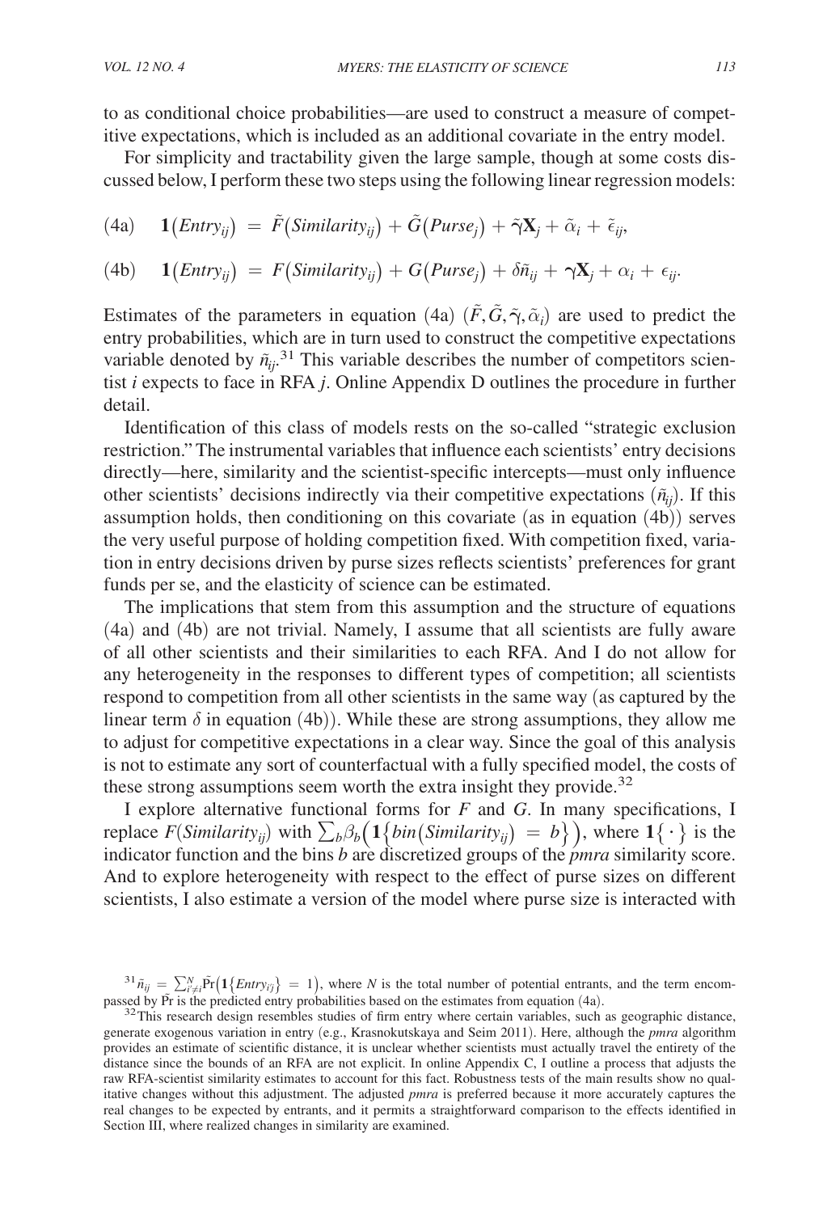to as conditional choice probabilities—are used to construct a measure of competitive expectations, which is included as an additional covariate in the entry model.

For simplicity and tractability given the large sample, though at some costs discussed below, I perform these two steps using the following linear regression models:

$$\text{(4a)} \quad \mathbf{1}(Entry_{ij}) = \tilde{F}(Similarity_{ij}) + \tilde{G}(Purse_j) + \tilde{\boldsymbol{\gamma}}\mathbf{X}_j + \tilde{\alpha}_i + \tilde{\epsilon}_{ij},$$

$$\text{(4b)} \quad \mathbf{1}(Entry_{ij}) = F(Similarity_{ij}) + G(Purse_j) + \delta\tilde{n}_{ij} + \boldsymbol{\gamma}\mathbf{X}_j + \alpha_i + \epsilon_{ij}.$$

Estimates of the parameters in equation (4a) $(\tilde{F}, \tilde{G}, \tilde{\gamma}, \tilde{\alpha}_i)$ are used to predict the entry probabilities, which are in turn used to construct the competitive expectations variable denoted by $\tilde{n}_{ij}$.[31] This variable describes the number of competitors scientist $i$ expects to face in RFA $j$. Online Appendix D outlines the procedure in further detail.

Identification of this class of models rests on the so-called "strategic exclusion restriction." The instrumental variables that influence each scientists' entry decisions directly—here, similarity and the scientist-specific intercepts—must only influence other scientists' decisions indirectly via their competitive expectations $(\tilde{n}_{ij})$. If this assumption holds, then conditioning on this covariate (as in equation (4b)) serves the very useful purpose of holding competition fixed. With competition fixed, variation in entry decisions driven by purse sizes reflects scientists' preferences for grant funds per se, and the elasticity of science can be estimated.

The implications that stem from this assumption and the structure of equations (4a) and (4b) are not trivial. Namely, I assume that all scientists are fully aware of all other scientists and their similarities to each RFA. And I do not allow for any heterogeneity in the responses to different types of competition; all scientists respond to competition from all other scientists in the same way (as captured by the linear term $\delta$ in equation (4b)). While these are strong assumptions, they allow me to adjust for competitive expectations in a clear way. Since the goal of this analysis is not to estimate any sort of counterfactual with a fully specified model, the costs of these strong assumptions seem worth the extra insight they provide.[32]

I explore alternative functional forms for $F$ and $G$. In many specifications, I replace $F(Similarity_{ij})$ with $\sum_b \beta_b \left(\mathbf{1}\left\{bin(Similarity_{ij}) = b\right\}\right)$, where $\mathbf{1}\{\cdot\}$ is the indicator function and the bins $b$ are discretized groups of the *pmra* similarity score. And to explore heterogeneity with respect to the effect of purse sizes on different scientists, I also estimate a version of the model where purse size is interacted with

---

[31] $\tilde{n}_{ij} = \sum_{i' \neq i}^{N} \tilde{\Pr}\left(\mathbf{1}\left\{Entry_{i'j}\right\} = 1\right)$, where $N$ is the total number of potential entrants, and the term encompassed by $\tilde{\Pr}$ is the predicted entry probabilities based on the estimates from equation (4a).

[32] This research design resembles studies of firm entry where certain variables, such as geographic distance, generate exogenous variation in entry (e.g., Krasnokutskaya and Seim 2011). Here, although the *pmra* algorithm provides an estimate of scientific distance, it is unclear whether scientists must actually travel the entirety of the distance since the bounds of an RFA are not explicit. In online Appendix C, I outline a process that adjusts the raw RFA-scientist similarity estimates to account for this fact. Robustness tests of the main results show no qualitative changes without this adjustment. The adjusted *pmra* is preferred because it more accurately captures the real changes to be expected by entrants, and it permits a straightforward comparison to the effects identified in Section III, where realized changes in similarity are examined.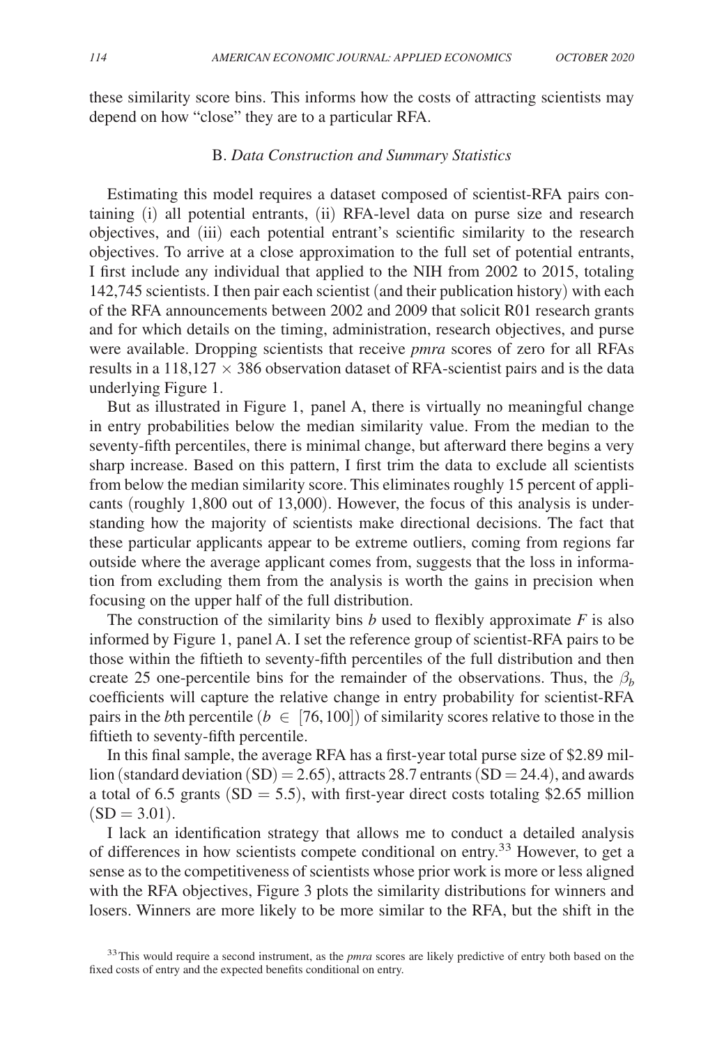these similarity score bins. This informs how the costs of attracting scientists may depend on how "close" they are to a particular RFA.

### B. *Data Construction and Summary Statistics*

Estimating this model requires a dataset composed of scientist-RFA pairs containing (i) all potential entrants, (ii) RFA-level data on purse size and research objectives, and (iii) each potential entrant's scientific similarity to the research objectives. To arrive at a close approximation to the full set of potential entrants, I first include any individual that applied to the NIH from 2002 to 2015, totaling 142,745 scientists. I then pair each scientist (and their publication history) with each of the RFA announcements between 2002 and 2009 that solicit R01 research grants and for which details on the timing, administration, research objectives, and purse were available. Dropping scientists that receive *pmra* scores of zero for all RFAs results in a $118{,}127 \times 386$ observation dataset of RFA-scientist pairs and is the data underlying Figure 1.

But as illustrated in Figure 1, panel A, there is virtually no meaningful change in entry probabilities below the median similarity value. From the median to the seventy-fifth percentiles, there is minimal change, but afterward there begins a very sharp increase. Based on this pattern, I first trim the data to exclude all scientists from below the median similarity score. This eliminates roughly 15 percent of applicants (roughly 1,800 out of 13,000). However, the focus of this analysis is understanding how the majority of scientists make directional decisions. The fact that these particular applicants appear to be extreme outliers, coming from regions far outside where the average applicant comes from, suggests that the loss in information from excluding them from the analysis is worth the gains in precision when focusing on the upper half of the full distribution.

The construction of the similarity bins $b$ used to flexibly approximate $F$ is also informed by Figure 1, panel A. I set the reference group of scientist-RFA pairs to be those within the fiftieth to seventy-fifth percentiles of the full distribution and then create 25 one-percentile bins for the remainder of the observations. Thus, the $\beta_b$ coefficients will capture the relative change in entry probability for scientist-RFA pairs in the $b$th percentile ($b \in [76, 100]$) of similarity scores relative to those in the fiftieth to seventy-fifth percentile.

In this final sample, the average RFA has a first-year total purse size of \$2.89 million (standard deviation (SD) = 2.65), attracts 28.7 entrants (SD = 24.4), and awards a total of 6.5 grants (SD = 5.5), with first-year direct costs totaling \$2.65 million (SD = 3.01).

I lack an identification strategy that allows me to conduct a detailed analysis of differences in how scientists compete conditional on entry.[33] However, to get a sense as to the competitiveness of scientists whose prior work is more or less aligned with the RFA objectives, Figure 3 plots the similarity distributions for winners and losers. Winners are more likely to be more similar to the RFA, but the shift in the

[33] This would require a second instrument, as the *pmra* scores are likely predictive of entry both based on the fixed costs of entry and the expected benefits conditional on entry.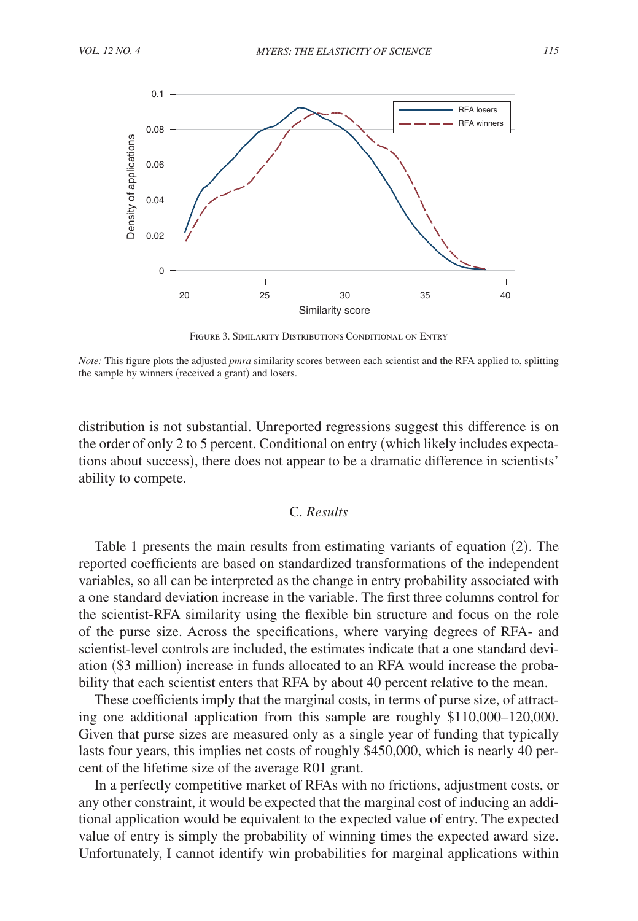Figure 3. Similarity Distributions Conditional on Entry

*Note:* This figure plots the adjusted *pmra* similarity scores between each scientist and the RFA applied to, splitting the sample by winners (received a grant) and losers.

distribution is not substantial. Unreported regressions suggest this difference is on the order of only 2 to 5 percent. Conditional on entry (which likely includes expectations about success), there does not appear to be a dramatic difference in scientists' ability to compete.

### C. *Results*

Table 1 presents the main results from estimating variants of equation (2). The reported coefficients are based on standardized transformations of the independent variables, so all can be interpreted as the change in entry probability associated with a one standard deviation increase in the variable. The first three columns control for the scientist-RFA similarity using the flexible bin structure and focus on the role of the purse size. Across the specifications, where varying degrees of RFA- and scientist-level controls are included, the estimates indicate that a one standard deviation ($3 million) increase in funds allocated to an RFA would increase the probability that each scientist enters that RFA by about 40 percent relative to the mean.

These coefficients imply that the marginal costs, in terms of purse size, of attracting one additional application from this sample are roughly $110,000–120,000. Given that purse sizes are measured only as a single year of funding that typically lasts four years, this implies net costs of roughly $450,000, which is nearly 40 percent of the lifetime size of the average R01 grant.

In a perfectly competitive market of RFAs with no frictions, adjustment costs, or any other constraint, it would be expected that the marginal cost of inducing an additional application would be equivalent to the expected value of entry. The expected value of entry is simply the probability of winning times the expected award size. Unfortunately, I cannot identify win probabilities for marginal applications within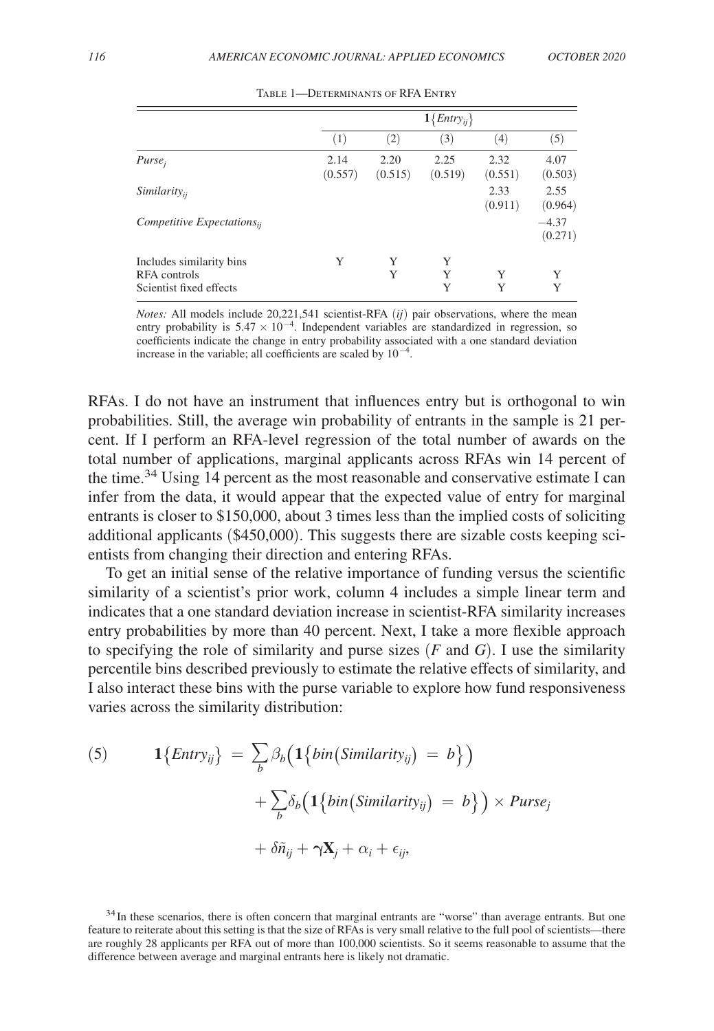Table 1—Determinants of RFA Entry

| | $\mathbf{1}\{Entry_{ij}\}$ | | | | |
|---|---|---|---|---|---|
| | (1) | (2) | (3) | (4) | (5) |
| $Purse_j$ | 2.14 | 2.20 | 2.25 | 2.32 | 4.07 |
| | (0.557) | (0.515) | (0.519) | (0.551) | (0.503) |
| $Similarity_{ij}$ | | | | 2.33 | 2.55 |
| | | | | (0.911) | (0.964) |
| $Competitive\ Expectations_{ij}$ | | | | | −4.37 |
| | | | | | (0.271) |
| Includes similarity bins | Y | Y | Y | | |
| RFA controls | | Y | Y | Y | Y |
| Scientist fixed effects | | | Y | Y | Y |

*Notes:* All models include 20,221,541 scientist-RFA ($ij$) pair observations, where the mean entry probability is $5.47 \times 10^{-4}$. Independent variables are standardized in regression, so coefficients indicate the change in entry probability associated with a one standard deviation increase in the variable; all coefficients are scaled by $10^{-4}$.

RFAs. I do not have an instrument that influences entry but is orthogonal to win probabilities. Still, the average win probability of entrants in the sample is 21 percent. If I perform an RFA-level regression of the total number of awards on the total number of applications, marginal applicants across RFAs win 14 percent of the time.[34] Using 14 percent as the most reasonable and conservative estimate I can infer from the data, it would appear that the expected value of entry for marginal entrants is closer to \$150,000, about 3 times less than the implied costs of soliciting additional applicants (\$450,000). This suggests there are sizable costs keeping scientists from changing their direction and entering RFAs.

To get an initial sense of the relative importance of funding versus the scientific similarity of a scientist's prior work, column 4 includes a simple linear term and indicates that a one standard deviation increase in scientist-RFA similarity increases entry probabilities by more than 40 percent. Next, I take a more flexible approach to specifying the role of similarity and purse sizes ($F$ and $G$). I use the similarity percentile bins described previously to estimate the relative effects of similarity, and I also interact these bins with the purse variable to explore how fund responsiveness varies across the similarity distribution:

$$
(5) \qquad \mathbf{1}\{Entry_{ij}\} = \sum_b \beta_b\Big(\mathbf{1}\big\{bin\big(Similarity_{ij}\big) = b\big\}\Big) + \sum_b \delta_b\Big(\mathbf{1}\big\{bin\big(Similarity_{ij}\big) = b\big\}\Big) \times Purse_j + \delta\tilde{n}_{ij} + \boldsymbol{\gamma}\mathbf{X}_j + \alpha_i + \epsilon_{ij},
$$

[34] In these scenarios, there is often concern that marginal entrants are "worse" than average entrants. But one feature to reiterate about this setting is that the size of RFAs is very small relative to the full pool of scientists—there are roughly 28 applicants per RFA out of more than 100,000 scientists. So it seems reasonable to assume that the difference between average and marginal entrants here is likely not dramatic.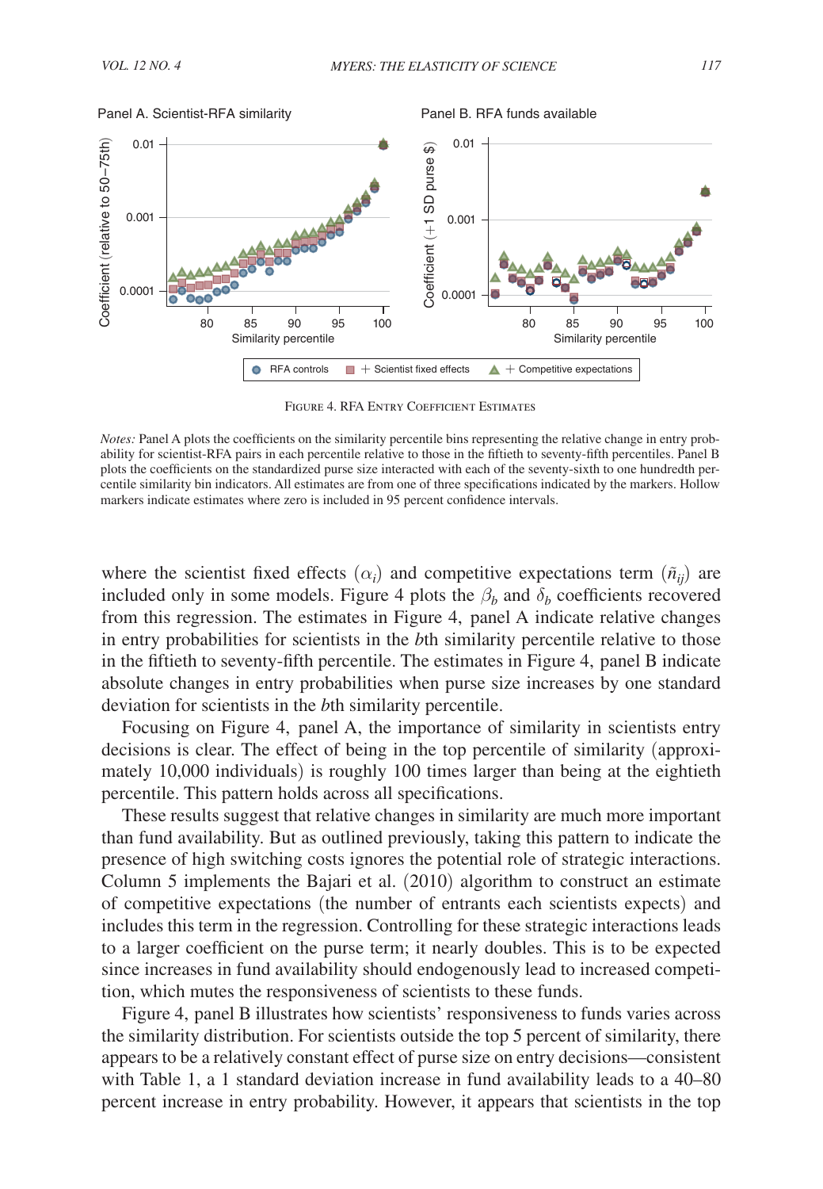FIGURE 4. RFA ENTRY COEFFICIENT ESTIMATES

*Notes:* Panel A plots the coefficients on the similarity percentile bins representing the relative change in entry probability for scientist-RFA pairs in each percentile relative to those in the fiftieth to seventy-fifth percentiles. Panel B plots the coefficients on the standardized purse size interacted with each of the seventy-sixth to one hundredth percentile similarity bin indicators. All estimates are from one of three specifications indicated by the markers. Hollow markers indicate estimates where zero is included in 95 percent confidence intervals.

where the scientist fixed effects $(\alpha_i)$ and competitive expectations term $(\tilde{n}_{ij})$ are included only in some models. Figure 4 plots the $\beta_b$ and $\delta_b$ coefficients recovered from this regression. The estimates in Figure 4, panel A indicate relative changes in entry probabilities for scientists in the *b*th similarity percentile relative to those in the fiftieth to seventy-fifth percentile. The estimates in Figure 4, panel B indicate absolute changes in entry probabilities when purse size increases by one standard deviation for scientists in the *b*th similarity percentile.

Focusing on Figure 4, panel A, the importance of similarity in scientists entry decisions is clear. The effect of being in the top percentile of similarity (approximately 10,000 individuals) is roughly 100 times larger than being at the eightieth percentile. This pattern holds across all specifications.

These results suggest that relative changes in similarity are much more important than fund availability. But as outlined previously, taking this pattern to indicate the presence of high switching costs ignores the potential role of strategic interactions. Column 5 implements the Bajari et al. (2010) algorithm to construct an estimate of competitive expectations (the number of entrants each scientists expects) and includes this term in the regression. Controlling for these strategic interactions leads to a larger coefficient on the purse term; it nearly doubles. This is to be expected since increases in fund availability should endogenously lead to increased competition, which mutes the responsiveness of scientists to these funds.

Figure 4, panel B illustrates how scientists' responsiveness to funds varies across the similarity distribution. For scientists outside the top 5 percent of similarity, there appears to be a relatively constant effect of purse size on entry decisions—consistent with Table 1, a 1 standard deviation increase in fund availability leads to a 40–80 percent increase in entry probability. However, it appears that scientists in the top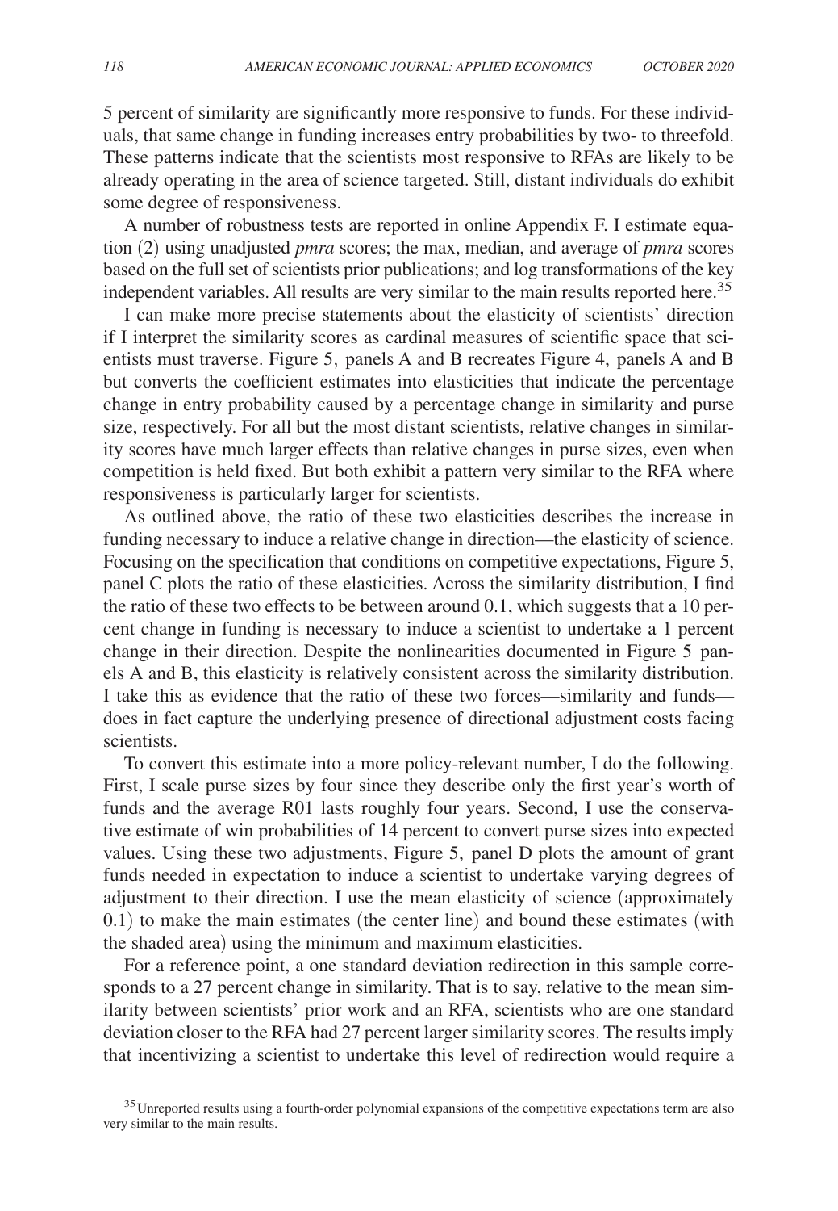5 percent of similarity are significantly more responsive to funds. For these individuals, that same change in funding increases entry probabilities by two- to threefold. These patterns indicate that the scientists most responsive to RFAs are likely to be already operating in the area of science targeted. Still, distant individuals do exhibit some degree of responsiveness.

A number of robustness tests are reported in online Appendix F. I estimate equation (2) using unadjusted *pmra* scores; the max, median, and average of *pmra* scores based on the full set of scientists prior publications; and log transformations of the key independent variables. All results are very similar to the main results reported here.[35]

I can make more precise statements about the elasticity of scientists' direction if I interpret the similarity scores as cardinal measures of scientific space that scientists must traverse. Figure 5, panels A and B recreates Figure 4, panels A and B but converts the coefficient estimates into elasticities that indicate the percentage change in entry probability caused by a percentage change in similarity and purse size, respectively. For all but the most distant scientists, relative changes in similarity scores have much larger effects than relative changes in purse sizes, even when competition is held fixed. But both exhibit a pattern very similar to the RFA where responsiveness is particularly larger for scientists.

As outlined above, the ratio of these two elasticities describes the increase in funding necessary to induce a relative change in direction—the elasticity of science. Focusing on the specification that conditions on competitive expectations, Figure 5, panel C plots the ratio of these elasticities. Across the similarity distribution, I find the ratio of these two effects to be between around 0.1, which suggests that a 10 percent change in funding is necessary to induce a scientist to undertake a 1 percent change in their direction. Despite the nonlinearities documented in Figure 5 panels A and B, this elasticity is relatively consistent across the similarity distribution. I take this as evidence that the ratio of these two forces—similarity and funds—does in fact capture the underlying presence of directional adjustment costs facing scientists.

To convert this estimate into a more policy-relevant number, I do the following. First, I scale purse sizes by four since they describe only the first year's worth of funds and the average R01 lasts roughly four years. Second, I use the conservative estimate of win probabilities of 14 percent to convert purse sizes into expected values. Using these two adjustments, Figure 5, panel D plots the amount of grant funds needed in expectation to induce a scientist to undertake varying degrees of adjustment to their direction. I use the mean elasticity of science (approximately 0.1) to make the main estimates (the center line) and bound these estimates (with the shaded area) using the minimum and maximum elasticities.

For a reference point, a one standard deviation redirection in this sample corresponds to a 27 percent change in similarity. That is to say, relative to the mean similarity between scientists' prior work and an RFA, scientists who are one standard deviation closer to the RFA had 27 percent larger similarity scores. The results imply that incentivizing a scientist to undertake this level of redirection would require a

[35] Unreported results using a fourth-order polynomial expansions of the competitive expectations term are also very similar to the main results.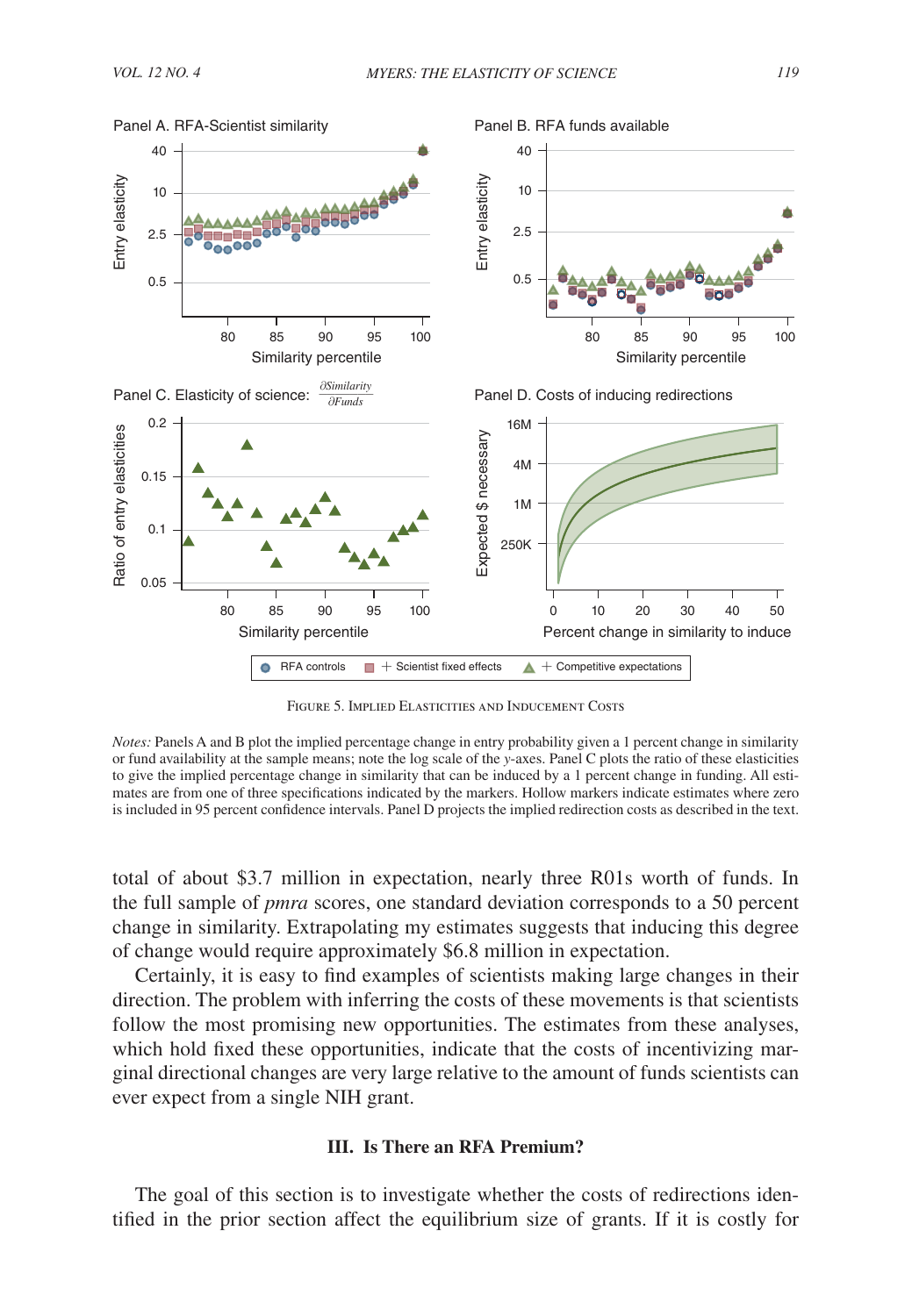FIGURE 5. IMPLIED ELASTICITIES AND INDUCEMENT COSTS

*Notes:* Panels A and B plot the implied percentage change in entry probability given a 1 percent change in similarity or fund availability at the sample means; note the log scale of the $y$-axes. Panel C plots the ratio of these elasticities to give the implied percentage change in similarity that can be induced by a 1 percent change in funding. All estimates are from one of three specifications indicated by the markers. Hollow markers indicate estimates where zero is included in 95 percent confidence intervals. Panel D projects the implied redirection costs as described in the text.

total of about \$3.7 million in expectation, nearly three R01s worth of funds. In the full sample of *pmra* scores, one standard deviation corresponds to a 50 percent change in similarity. Extrapolating my estimates suggests that inducing this degree of change would require approximately \$6.8 million in expectation.

Certainly, it is easy to find examples of scientists making large changes in their direction. The problem with inferring the costs of these movements is that scientists follow the most promising new opportunities. The estimates from these analyses, which hold fixed these opportunities, indicate that the costs of incentivizing marginal directional changes are very large relative to the amount of funds scientists can ever expect from a single NIH grant.

## III. Is There an RFA Premium?

The goal of this section is to investigate whether the costs of redirections identified in the prior section affect the equilibrium size of grants. If it is costly for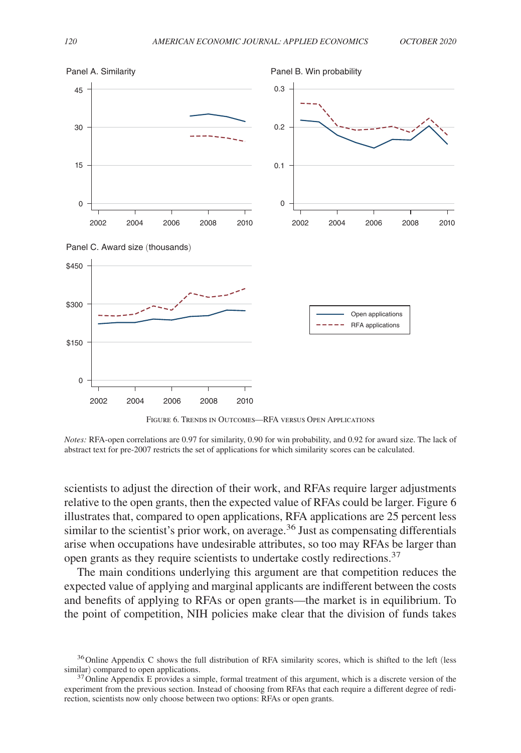Panel A. Similarity

Panel B. Win probability

Panel C. Award size (thousands)

Open applications
RFA applications

Figure 6. Trends in Outcomes—RFA versus Open Applications

*Notes:* RFA-open correlations are 0.97 for similarity, 0.90 for win probability, and 0.92 for award size. The lack of abstract text for pre-2007 restricts the set of applications for which similarity scores can be calculated.

scientists to adjust the direction of their work, and RFAs require larger adjustments relative to the open grants, then the expected value of RFAs could be larger. Figure 6 illustrates that, compared to open applications, RFA applications are 25 percent less similar to the scientist's prior work, on average.[36] Just as compensating differentials arise when occupations have undesirable attributes, so too may RFAs be larger than open grants as they require scientists to undertake costly redirections.[37]

The main conditions underlying this argument are that competition reduces the expected value of applying and marginal applicants are indifferent between the costs and benefits of applying to RFAs or open grants—the market is in equilibrium. To the point of competition, NIH policies make clear that the division of funds takes

[36] Online Appendix C shows the full distribution of RFA similarity scores, which is shifted to the left (less similar) compared to open applications.

[37] Online Appendix E provides a simple, formal treatment of this argument, which is a discrete version of the experiment from the previous section. Instead of choosing from RFAs that each require a different degree of redirection, scientists now only choose between two options: RFAs or open grants.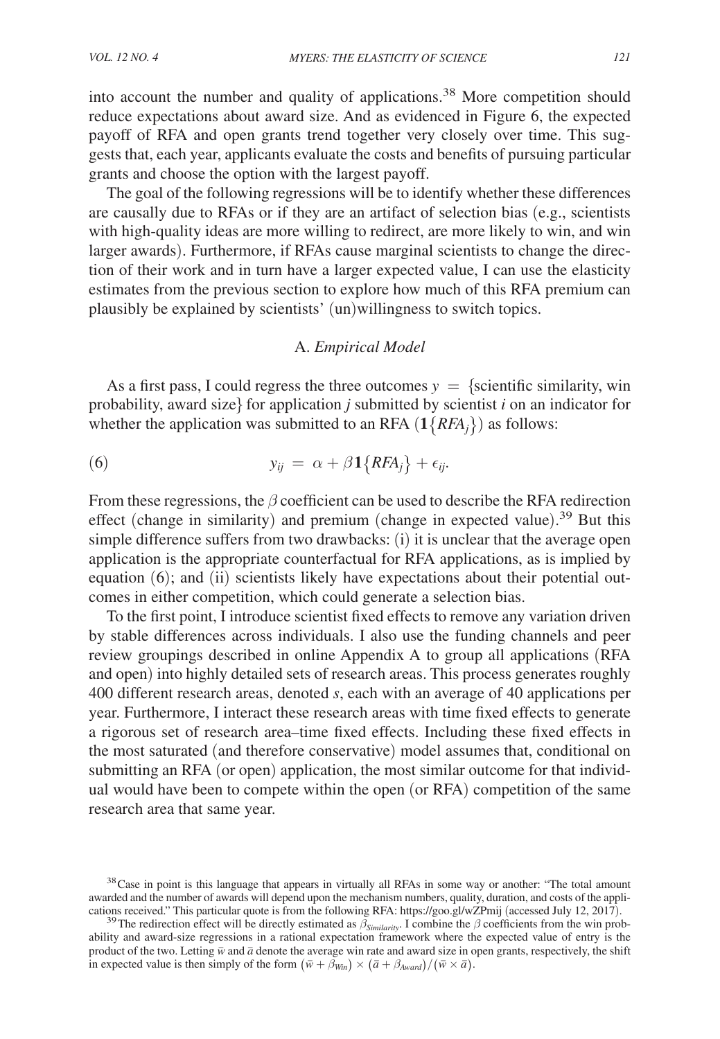into account the number and quality of applications.[38] More competition should reduce expectations about award size. And as evidenced in Figure 6, the expected payoff of RFA and open grants trend together very closely over time. This suggests that, each year, applicants evaluate the costs and benefits of pursuing particular grants and choose the option with the largest payoff.

The goal of the following regressions will be to identify whether these differences are causally due to RFAs or if they are an artifact of selection bias (e.g., scientists with high-quality ideas are more willing to redirect, are more likely to win, and win larger awards). Furthermore, if RFAs cause marginal scientists to change the direction of their work and in turn have a larger expected value, I can use the elasticity estimates from the previous section to explore how much of this RFA premium can plausibly be explained by scientists' (un)willingness to switch topics.

### A. *Empirical Model*

As a first pass, I could regress the three outcomes $y = \{\text{scientific similarity, win probability, award size}\}$ for application $j$ submitted by scientist $i$ on an indicator for whether the application was submitted to an RFA ($\mathbf{1}\{RFA_j\}$) as follows:

$$y_{ij} = \alpha + \beta \mathbf{1}\{RFA_j\} + \epsilon_{ij}. \tag{6}$$

From these regressions, the $\beta$ coefficient can be used to describe the RFA redirection effect (change in similarity) and premium (change in expected value).[39] But this simple difference suffers from two drawbacks: (i) it is unclear that the average open application is the appropriate counterfactual for RFA applications, as is implied by equation (6); and (ii) scientists likely have expectations about their potential outcomes in either competition, which could generate a selection bias.

To the first point, I introduce scientist fixed effects to remove any variation driven by stable differences across individuals. I also use the funding channels and peer review groupings described in online Appendix A to group all applications (RFA and open) into highly detailed sets of research areas. This process generates roughly 400 different research areas, denoted $s$, each with an average of 40 applications per year. Furthermore, I interact these research areas with time fixed effects to generate a rigorous set of research area–time fixed effects. Including these fixed effects in the most saturated (and therefore conservative) model assumes that, conditional on submitting an RFA (or open) application, the most similar outcome for that individual would have been to compete within the open (or RFA) competition of the same research area that same year.

[38] Case in point is this language that appears in virtually all RFAs in some way or another: "The total amount awarded and the number of awards will depend upon the mechanism numbers, quality, duration, and costs of the applications received." This particular quote is from the following RFA: https://goo.gl/wZPmij (accessed July 12, 2017).

[39] The redirection effect will be directly estimated as $\beta_{Similarity}$. I combine the $\beta$ coefficients from the win probability and award-size regressions in a rational expectation framework where the expected value of entry is the product of the two. Letting $\bar{w}$ and $\bar{a}$ denote the average win rate and award size in open grants, respectively, the shift in expected value is then simply of the form $(\bar{w} + \beta_{Win}) \times (\bar{a} + \beta_{Award}) / (\bar{w} \times \bar{a})$.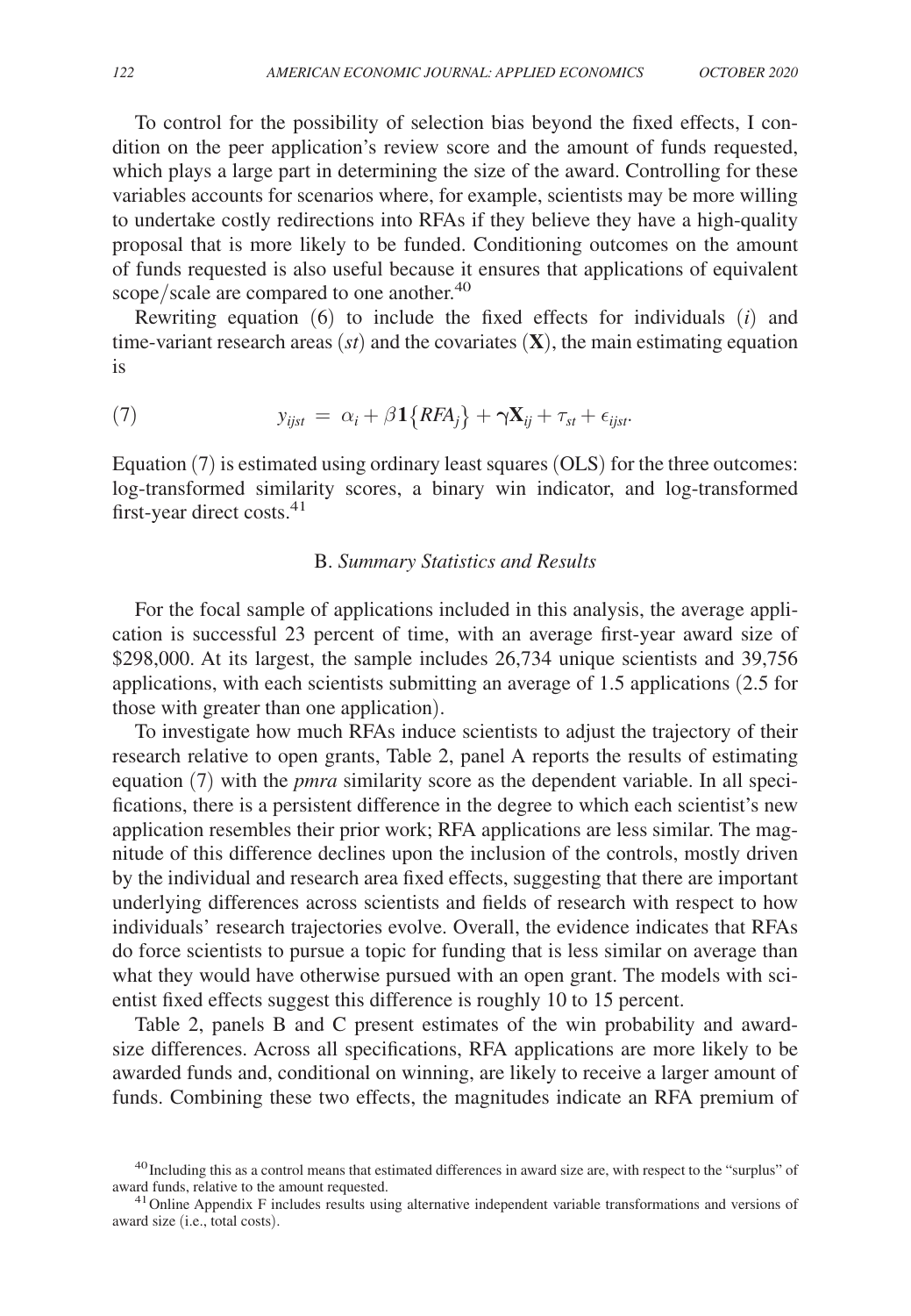To control for the possibility of selection bias beyond the fixed effects, I condition on the peer application's review score and the amount of funds requested, which plays a large part in determining the size of the award. Controlling for these variables accounts for scenarios where, for example, scientists may be more willing to undertake costly redirections into RFAs if they believe they have a high-quality proposal that is more likely to be funded. Conditioning outcomes on the amount of funds requested is also useful because it ensures that applications of equivalent scope/scale are compared to one another.[40]

Rewriting equation (6) to include the fixed effects for individuals ($i$) and time-variant research areas ($st$) and the covariates ($\mathbf{X}$), the main estimating equation is

$$y_{ijst} = \alpha_i + \beta \mathbf{1}\{RFA_j\} + \boldsymbol{\gamma}\mathbf{X}_{ij} + \tau_{st} + \epsilon_{ijst}. \tag{7}$$

Equation (7) is estimated using ordinary least squares (OLS) for the three outcomes: log-transformed similarity scores, a binary win indicator, and log-transformed first-year direct costs.[41]

## B. *Summary Statistics and Results*

For the focal sample of applications included in this analysis, the average application is successful 23 percent of time, with an average first-year award size of \$298,000. At its largest, the sample includes 26,734 unique scientists and 39,756 applications, with each scientists submitting an average of 1.5 applications (2.5 for those with greater than one application).

To investigate how much RFAs induce scientists to adjust the trajectory of their research relative to open grants, Table 2, panel A reports the results of estimating equation (7) with the *pmra* similarity score as the dependent variable. In all specifications, there is a persistent difference in the degree to which each scientist's new application resembles their prior work; RFA applications are less similar. The magnitude of this difference declines upon the inclusion of the controls, mostly driven by the individual and research area fixed effects, suggesting that there are important underlying differences across scientists and fields of research with respect to how individuals' research trajectories evolve. Overall, the evidence indicates that RFAs do force scientists to pursue a topic for funding that is less similar on average than what they would have otherwise pursued with an open grant. The models with scientist fixed effects suggest this difference is roughly 10 to 15 percent.

Table 2, panels B and C present estimates of the win probability and award-size differences. Across all specifications, RFA applications are more likely to be awarded funds and, conditional on winning, are likely to receive a larger amount of funds. Combining these two effects, the magnitudes indicate an RFA premium of

[40] Including this as a control means that estimated differences in award size are, with respect to the "surplus" of award funds, relative to the amount requested.

[41] Online Appendix F includes results using alternative independent variable transformations and versions of award size (i.e., total costs).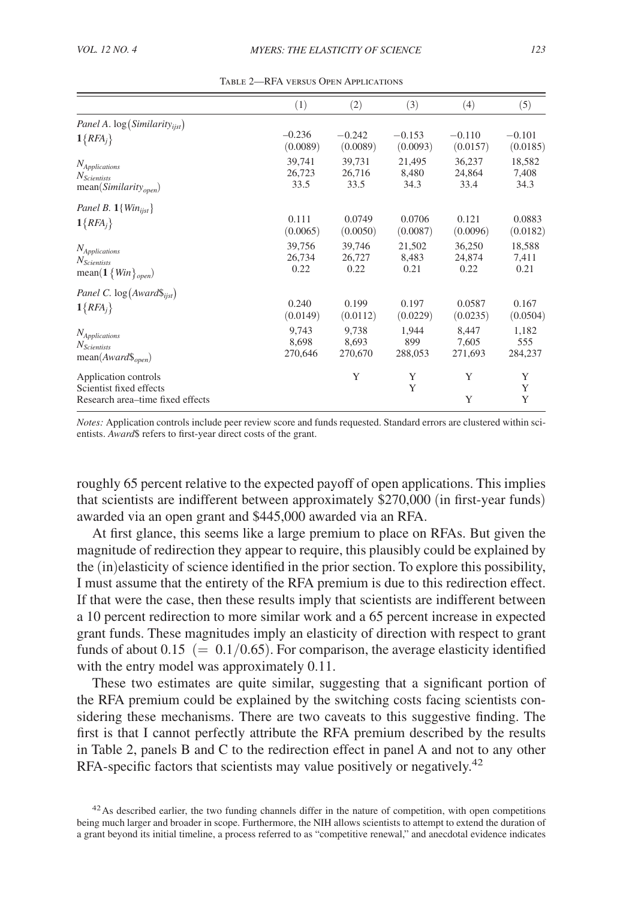Table 2—RFA versus Open Applications

| | (1) | (2) | (3) | (4) | (5) |
|---|---|---|---|---|---|
| *Panel A.* $\log(Similarity_{ijst})$ | | | | | |
| $\mathbf{1}\{RFA_j\}$ | −0.236 | −0.242 | −0.153 | −0.110 | −0.101 |
| | (0.0089) | (0.0089) | (0.0093) | (0.0157) | (0.0185) |
| $N_{Applications}$ | 39,741 | 39,731 | 21,495 | 36,237 | 18,582 |
| $N_{Scientists}$ | 26,723 | 26,716 | 8,480 | 24,864 | 7,408 |
| $\text{mean}(Similarity_{open})$ | 33.5 | 33.5 | 34.3 | 33.4 | 34.3 |
| *Panel B.* $\mathbf{1}\{Win_{ijst}\}$ | | | | | |
| $\mathbf{1}\{RFA_j\}$ | 0.111 | 0.0749 | 0.0706 | 0.121 | 0.0883 |
| | (0.0065) | (0.0050) | (0.0087) | (0.0096) | (0.0182) |
| $N_{Applications}$ | 39,756 | 39,746 | 21,502 | 36,250 | 18,588 |
| $N_{Scientists}$ | 26,734 | 26,727 | 8,483 | 24,874 | 7,411 |
| $\text{mean}(\mathbf{1}\{Win\}_{open})$ | 0.22 | 0.22 | 0.21 | 0.22 | 0.21 |
| *Panel C.* $\log(Award\$_{ijst})$ | | | | | |
| $\mathbf{1}\{RFA_j\}$ | 0.240 | 0.199 | 0.197 | 0.0587 | 0.167 |
| | (0.0149) | (0.0112) | (0.0229) | (0.0235) | (0.0504) |
| $N_{Applications}$ | 9,743 | 9,738 | 1,944 | 8,447 | 1,182 |
| $N_{Scientists}$ | 8,698 | 8,693 | 899 | 7,605 | 555 |
| $\text{mean}(Award\$_{open})$ | 270,646 | 270,670 | 288,053 | 271,693 | 284,237 |
| Application controls | | Y | Y | Y | Y |
| Scientist fixed effects | | | Y | | Y |
| Research area–time fixed effects | | | | Y | Y |

*Notes:* Application controls include peer review score and funds requested. Standard errors are clustered within scientists. *Award*\$ refers to first-year direct costs of the grant.

roughly 65 percent relative to the expected payoff of open applications. This implies that scientists are indifferent between approximately \$270,000 (in first-year funds) awarded via an open grant and \$445,000 awarded via an RFA.

At first glance, this seems like a large premium to place on RFAs. But given the magnitude of redirection they appear to require, this plausibly could be explained by the (in)elasticity of science identified in the prior section. To explore this possibility, I must assume that the entirety of the RFA premium is due to this redirection effect. If that were the case, then these results imply that scientists are indifferent between a 10 percent redirection to more similar work and a 65 percent increase in expected grant funds. These magnitudes imply an elasticity of direction with respect to grant funds of about 0.15 $(= 0.1/0.65)$. For comparison, the average elasticity identified with the entry model was approximately 0.11.

These two estimates are quite similar, suggesting that a significant portion of the RFA premium could be explained by the switching costs facing scientists considering these mechanisms. There are two caveats to this suggestive finding. The first is that I cannot perfectly attribute the RFA premium described by the results in Table 2, panels B and C to the redirection effect in panel A and not to any other RFA-specific factors that scientists may value positively or negatively.[42]

[42] As described earlier, the two funding channels differ in the nature of competition, with open competitions being much larger and broader in scope. Furthermore, the NIH allows scientists to attempt to extend the duration of a grant beyond its initial timeline, a process referred to as "competitive renewal," and anecdotal evidence indicates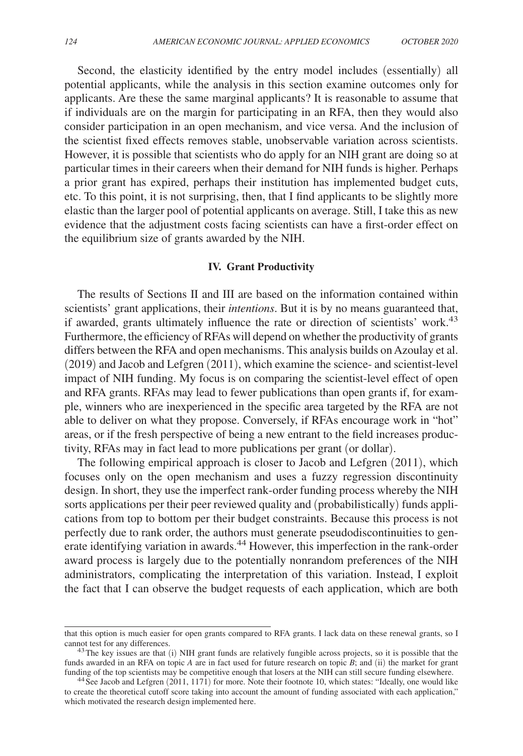Second, the elasticity identified by the entry model includes (essentially) all potential applicants, while the analysis in this section examine outcomes only for applicants. Are these the same marginal applicants? It is reasonable to assume that if individuals are on the margin for participating in an RFA, then they would also consider participation in an open mechanism, and vice versa. And the inclusion of the scientist fixed effects removes stable, unobservable variation across scientists. However, it is possible that scientists who do apply for an NIH grant are doing so at particular times in their careers when their demand for NIH funds is higher. Perhaps a prior grant has expired, perhaps their institution has implemented budget cuts, etc. To this point, it is not surprising, then, that I find applicants to be slightly more elastic than the larger pool of potential applicants on average. Still, I take this as new evidence that the adjustment costs facing scientists can have a first-order effect on the equilibrium size of grants awarded by the NIH.

## IV. Grant Productivity

The results of Sections II and III are based on the information contained within scientists' grant applications, their *intentions*. But it is by no means guaranteed that, if awarded, grants ultimately influence the rate or direction of scientists' work.[43] Furthermore, the efficiency of RFAs will depend on whether the productivity of grants differs between the RFA and open mechanisms. This analysis builds on Azoulay et al. (2019) and Jacob and Lefgren (2011), which examine the science- and scientist-level impact of NIH funding. My focus is on comparing the scientist-level effect of open and RFA grants. RFAs may lead to fewer publications than open grants if, for example, winners who are inexperienced in the specific area targeted by the RFA are not able to deliver on what they propose. Conversely, if RFAs encourage work in "hot" areas, or if the fresh perspective of being a new entrant to the field increases productivity, RFAs may in fact lead to more publications per grant (or dollar).

The following empirical approach is closer to Jacob and Lefgren (2011), which focuses only on the open mechanism and uses a fuzzy regression discontinuity design. In short, they use the imperfect rank-order funding process whereby the NIH sorts applications per their peer reviewed quality and (probabilistically) funds applications from top to bottom per their budget constraints. Because this process is not perfectly due to rank order, the authors must generate pseudodiscontinuities to generate identifying variation in awards.[44] However, this imperfection in the rank-order award process is largely due to the potentially nonrandom preferences of the NIH administrators, complicating the interpretation of this variation. Instead, I exploit the fact that I can observe the budget requests of each application, which are both

---

that this option is much easier for open grants compared to RFA grants. I lack data on these renewal grants, so I cannot test for any differences.

[43] The key issues are that (i) NIH grant funds are relatively fungible across projects, so it is possible that the funds awarded in an RFA on topic *A* are in fact used for future research on topic *B*; and (ii) the market for grant funding of the top scientists may be competitive enough that losers at the NIH can still secure funding elsewhere.

[44] See Jacob and Lefgren (2011, 1171) for more. Note their footnote 10, which states: "Ideally, one would like to create the theoretical cutoff score taking into account the amount of funding associated with each application," which motivated the research design implemented here.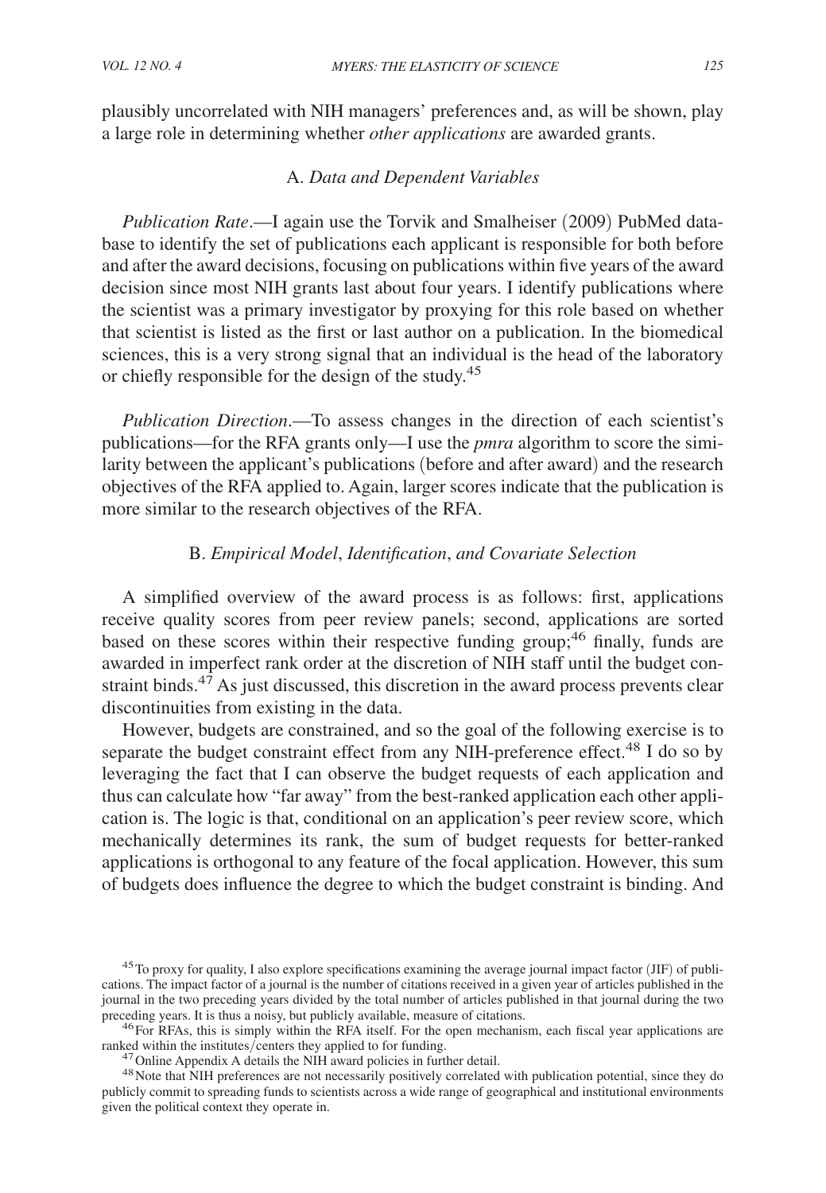plausibly uncorrelated with NIH managers' preferences and, as will be shown, play a large role in determining whether *other applications* are awarded grants.

### A. *Data and Dependent Variables*

*Publication Rate*.—I again use the Torvik and Smalheiser (2009) PubMed database to identify the set of publications each applicant is responsible for both before and after the award decisions, focusing on publications within five years of the award decision since most NIH grants last about four years. I identify publications where the scientist was a primary investigator by proxying for this role based on whether that scientist is listed as the first or last author on a publication. In the biomedical sciences, this is a very strong signal that an individual is the head of the laboratory or chiefly responsible for the design of the study.[45]

*Publication Direction*.—To assess changes in the direction of each scientist's publications—for the RFA grants only—I use the *pmra* algorithm to score the similarity between the applicant's publications (before and after award) and the research objectives of the RFA applied to. Again, larger scores indicate that the publication is more similar to the research objectives of the RFA.

### B. *Empirical Model*, *Identification*, *and Covariate Selection*

A simplified overview of the award process is as follows: first, applications receive quality scores from peer review panels; second, applications are sorted based on these scores within their respective funding group;[46] finally, funds are awarded in imperfect rank order at the discretion of NIH staff until the budget constraint binds.[47] As just discussed, this discretion in the award process prevents clear discontinuities from existing in the data.

However, budgets are constrained, and so the goal of the following exercise is to separate the budget constraint effect from any NIH-preference effect.[48] I do so by leveraging the fact that I can observe the budget requests of each application and thus can calculate how "far away" from the best-ranked application each other application is. The logic is that, conditional on an application's peer review score, which mechanically determines its rank, the sum of budget requests for better-ranked applications is orthogonal to any feature of the focal application. However, this sum of budgets does influence the degree to which the budget constraint is binding. And

[45] To proxy for quality, I also explore specifications examining the average journal impact factor (JIF) of publications. The impact factor of a journal is the number of citations received in a given year of articles published in the journal in the two preceding years divided by the total number of articles published in that journal during the two preceding years. It is thus a noisy, but publicly available, measure of citations.

[46] For RFAs, this is simply within the RFA itself. For the open mechanism, each fiscal year applications are ranked within the institutes/centers they applied to for funding.

[47] Online Appendix A details the NIH award policies in further detail.

[48] Note that NIH preferences are not necessarily positively correlated with publication potential, since they do publicly commit to spreading funds to scientists across a wide range of geographical and institutional environments given the political context they operate in.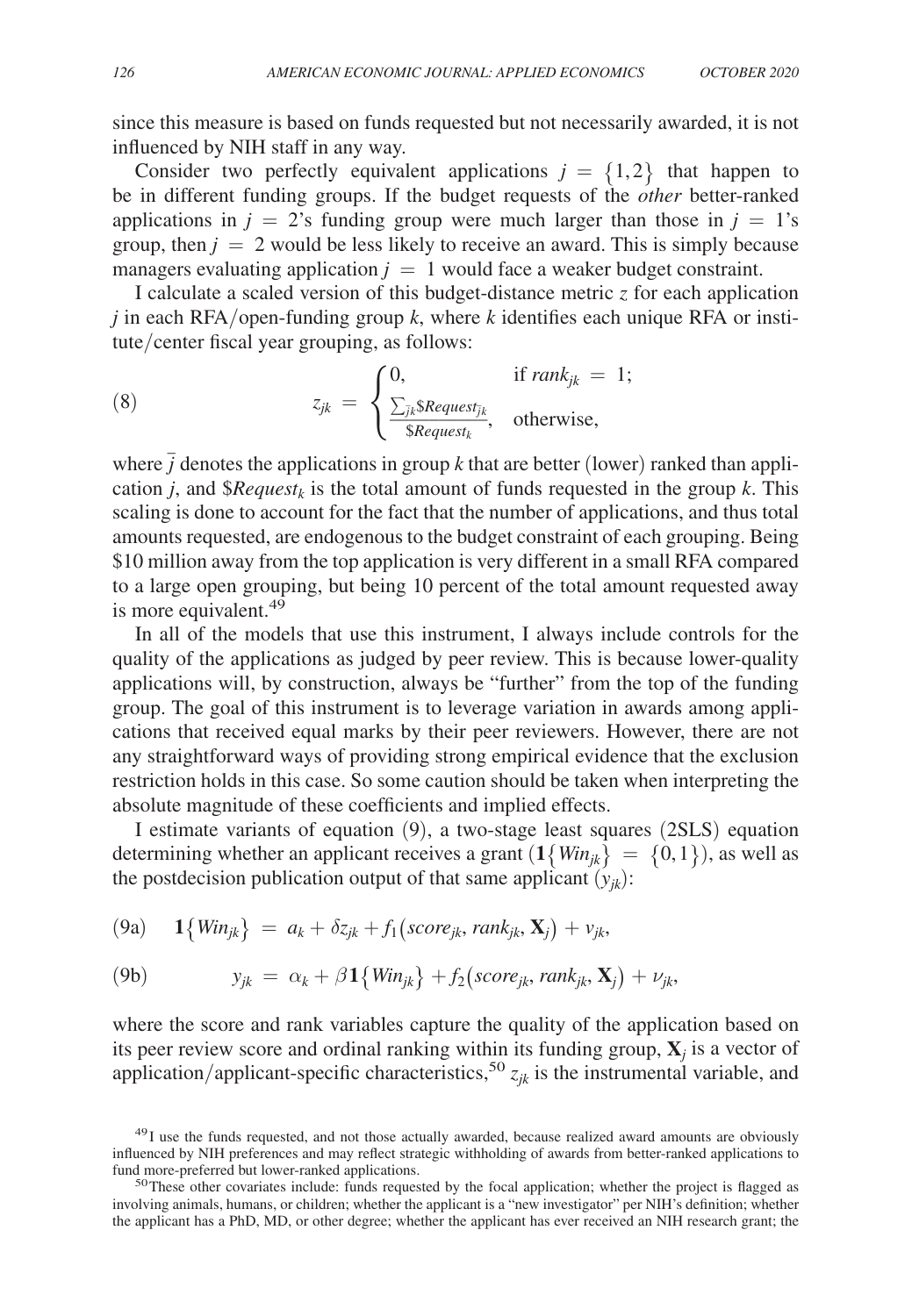since this measure is based on funds requested but not necessarily awarded, it is not influenced by NIH staff in any way.

Consider two perfectly equivalent applications $j = \{1,2\}$ that happen to be in different funding groups. If the budget requests of the *other* better-ranked applications in $j = 2$'s funding group were much larger than those in $j = 1$'s group, then $j = 2$ would be less likely to receive an award. This is simply because managers evaluating application $j = 1$ would face a weaker budget constraint.

I calculate a scaled version of this budget-distance metric $z$ for each application $j$ in each RFA/open-funding group $k$, where $k$ identifies each unique RFA or institute/center fiscal year grouping, as follows:

$$
(8) \qquad z_{jk} = \begin{cases} 0, & \text{if } rank_{jk} = 1; \\ \dfrac{\sum_{\bar{j}k} \$Request_{\bar{j}k}}{\$Request_k}, & \text{otherwise,} \end{cases}
$$

where $\bar{j}$ denotes the applications in group $k$ that are better (lower) ranked than application $j$, and $\$Request_k$ is the total amount of funds requested in the group $k$. This scaling is done to account for the fact that the number of applications, and thus total amounts requested, are endogenous to the budget constraint of each grouping. Being \$10 million away from the top application is very different in a small RFA compared to a large open grouping, but being 10 percent of the total amount requested away is more equivalent.[49]

In all of the models that use this instrument, I always include controls for the quality of the applications as judged by peer review. This is because lower-quality applications will, by construction, always be "further" from the top of the funding group. The goal of this instrument is to leverage variation in awards among applications that received equal marks by their peer reviewers. However, there are not any straightforward ways of providing strong empirical evidence that the exclusion restriction holds in this case. So some caution should be taken when interpreting the absolute magnitude of these coefficients and implied effects.

I estimate variants of equation (9), a two-stage least squares (2SLS) equation determining whether an applicant receives a grant $(\mathbf{1}\{Win_{jk}\} = \{0,1\})$, as well as the postdecision publication output of that same applicant $(y_{jk})$:

$$
(9a) \qquad \mathbf{1}\{Win_{jk}\} = a_k + \delta z_{jk} + f_1(score_{jk}, rank_{jk}, \mathbf{X}_j) + v_{jk},
$$

$$
(9b) \qquad y_{jk} = \alpha_k + \beta \mathbf{1}\{Win_{jk}\} + f_2(score_{jk}, rank_{jk}, \mathbf{X}_j) + \nu_{jk},
$$

where the score and rank variables capture the quality of the application based on its peer review score and ordinal ranking within its funding group, $\mathbf{X}_j$ is a vector of application/applicant-specific characteristics,[50] $z_{jk}$ is the instrumental variable, and

[49] I use the funds requested, and not those actually awarded, because realized award amounts are obviously influenced by NIH preferences and may reflect strategic withholding of awards from better-ranked applications to fund more-preferred but lower-ranked applications.

[50] These other covariates include: funds requested by the focal application; whether the project is flagged as involving animals, humans, or children; whether the applicant is a "new investigator" per NIH's definition; whether the applicant has a PhD, MD, or other degree; whether the applicant has ever received an NIH research grant; the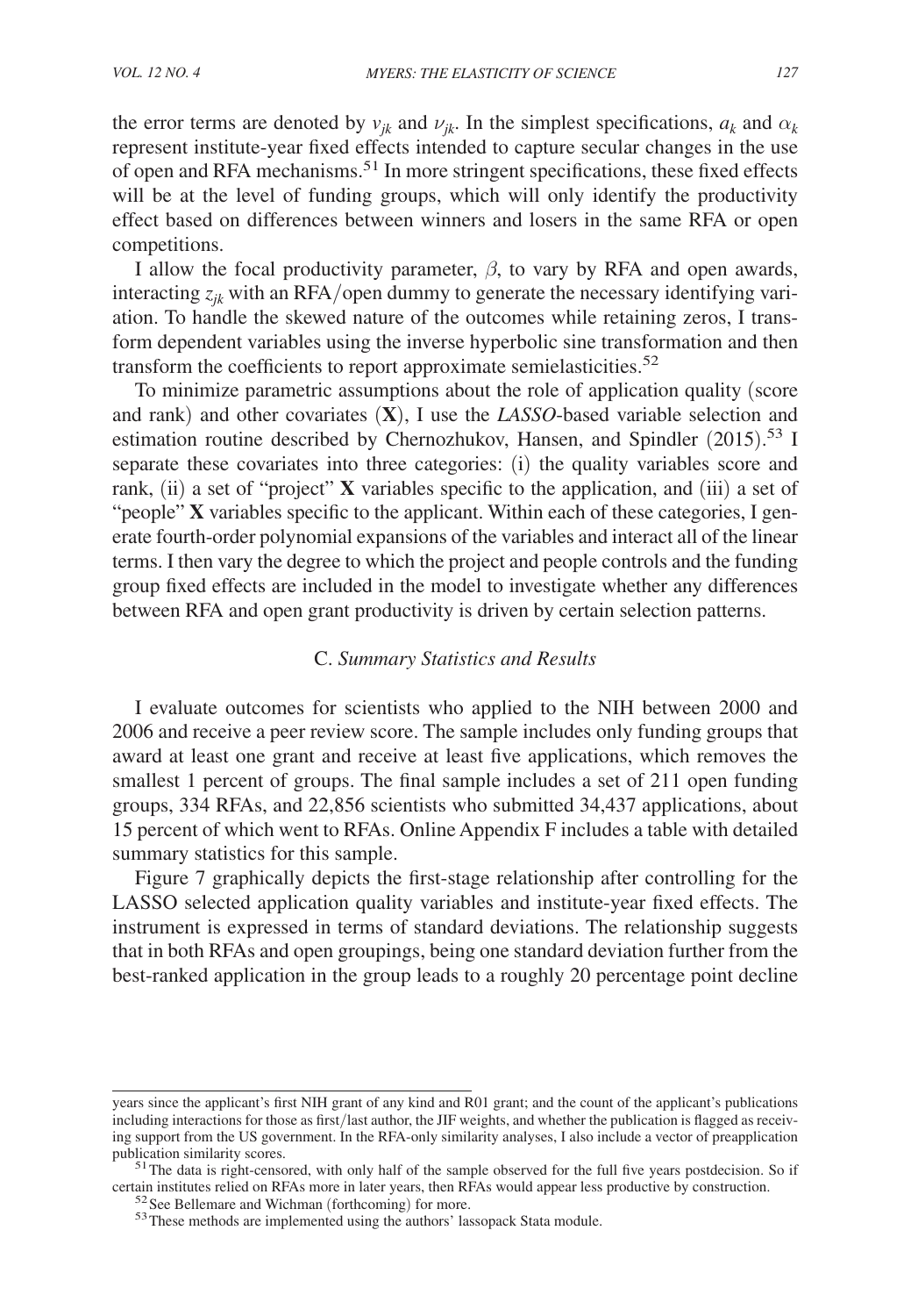the error terms are denoted by $v_{jk}$ and $\nu_{jk}$. In the simplest specifications, $a_k$ and $\alpha_k$ represent institute-year fixed effects intended to capture secular changes in the use of open and RFA mechanisms.[51] In more stringent specifications, these fixed effects will be at the level of funding groups, which will only identify the productivity effect based on differences between winners and losers in the same RFA or open competitions.

I allow the focal productivity parameter, $\beta$, to vary by RFA and open awards, interacting $z_{jk}$ with an RFA/open dummy to generate the necessary identifying variation. To handle the skewed nature of the outcomes while retaining zeros, I transform dependent variables using the inverse hyperbolic sine transformation and then transform the coefficients to report approximate semielasticities.[52]

To minimize parametric assumptions about the role of application quality (score and rank) and other covariates (**X**), I use the *LASSO*-based variable selection and estimation routine described by Chernozhukov, Hansen, and Spindler (2015).[53] I separate these covariates into three categories: (i) the quality variables score and rank, (ii) a set of "project" **X** variables specific to the application, and (iii) a set of "people" **X** variables specific to the applicant. Within each of these categories, I generate fourth-order polynomial expansions of the variables and interact all of the linear terms. I then vary the degree to which the project and people controls and the funding group fixed effects are included in the model to investigate whether any differences between RFA and open grant productivity is driven by certain selection patterns.

### C. *Summary Statistics and Results*

I evaluate outcomes for scientists who applied to the NIH between 2000 and 2006 and receive a peer review score. The sample includes only funding groups that award at least one grant and receive at least five applications, which removes the smallest 1 percent of groups. The final sample includes a set of 211 open funding groups, 334 RFAs, and 22,856 scientists who submitted 34,437 applications, about 15 percent of which went to RFAs. Online Appendix F includes a table with detailed summary statistics for this sample.

Figure 7 graphically depicts the first-stage relationship after controlling for the LASSO selected application quality variables and institute-year fixed effects. The instrument is expressed in terms of standard deviations. The relationship suggests that in both RFAs and open groupings, being one standard deviation further from the best-ranked application in the group leads to a roughly 20 percentage point decline

---

years since the applicant's first NIH grant of any kind and R01 grant; and the count of the applicant's publications including interactions for those as first/last author, the JIF weights, and whether the publication is flagged as receiving support from the US government. In the RFA-only similarity analyses, I also include a vector of preapplication publication similarity scores.

[51] The data is right-censored, with only half of the sample observed for the full five years postdecision. So if certain institutes relied on RFAs more in later years, then RFAs would appear less productive by construction.

[52] See Bellemare and Wichman (forthcoming) for more.

[53] These methods are implemented using the authors' lassopack Stata module.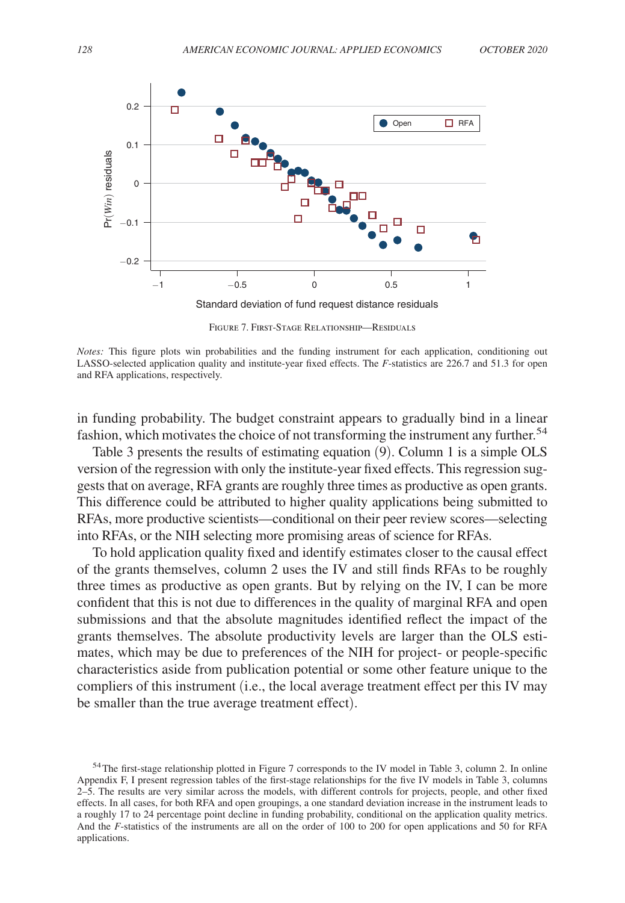FIGURE 7. FIRST-STAGE RELATIONSHIP—RESIDUALS

*Notes:* This figure plots win probabilities and the funding instrument for each application, conditioning out LASSO-selected application quality and institute-year fixed effects. The *F*-statistics are 226.7 and 51.3 for open and RFA applications, respectively.

in funding probability. The budget constraint appears to gradually bind in a linear fashion, which motivates the choice of not transforming the instrument any further.[54]

Table 3 presents the results of estimating equation (9). Column 1 is a simple OLS version of the regression with only the institute-year fixed effects. This regression suggests that on average, RFA grants are roughly three times as productive as open grants. This difference could be attributed to higher quality applications being submitted to RFAs, more productive scientists—conditional on their peer review scores—selecting into RFAs, or the NIH selecting more promising areas of science for RFAs.

To hold application quality fixed and identify estimates closer to the causal effect of the grants themselves, column 2 uses the IV and still finds RFAs to be roughly three times as productive as open grants. But by relying on the IV, I can be more confident that this is not due to differences in the quality of marginal RFA and open submissions and that the absolute magnitudes identified reflect the impact of the grants themselves. The absolute productivity levels are larger than the OLS estimates, which may be due to preferences of the NIH for project- or people-specific characteristics aside from publication potential or some other feature unique to the compliers of this instrument (i.e., the local average treatment effect per this IV may be smaller than the true average treatment effect).

[54] The first-stage relationship plotted in Figure 7 corresponds to the IV model in Table 3, column 2. In online Appendix F, I present regression tables of the first-stage relationships for the five IV models in Table 3, columns 2–5. The results are very similar across the models, with different controls for projects, people, and other fixed effects. In all cases, for both RFA and open groupings, a one standard deviation increase in the instrument leads to a roughly 17 to 24 percentage point decline in funding probability, conditional on the application quality metrics. And the *F*-statistics of the instruments are all on the order of 100 to 200 for open applications and 50 for RFA applications.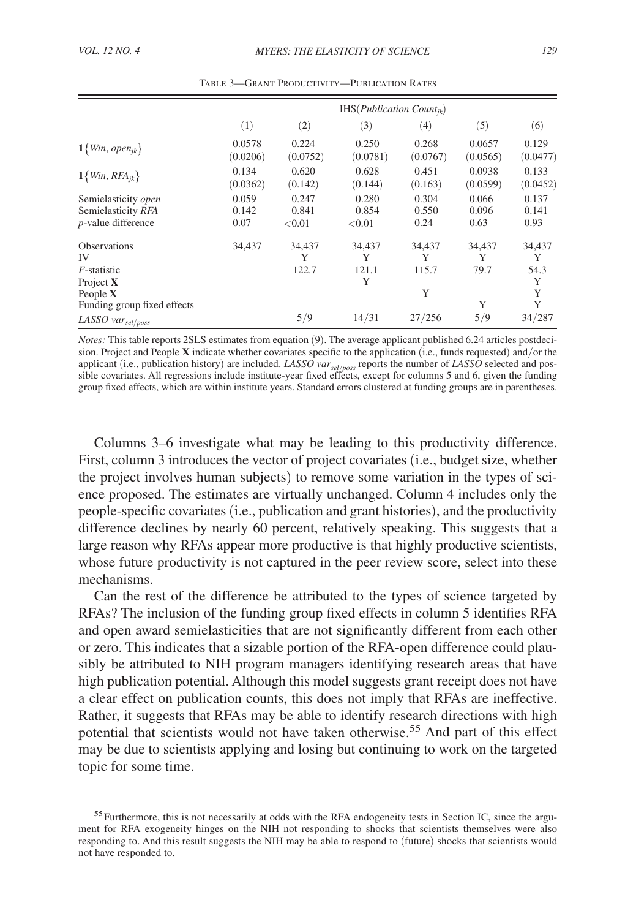Table 3—Grant Productivity—Publication Rates

| | IHS($Publication\ Count_{jk}$) | | | | | |
|---|---|---|---|---|---|---|
| | (1) | (2) | (3) | (4) | (5) | (6) |
| $\mathbf{1}\{Win, open_{jk}\}$ | 0.0578 | 0.224 | 0.250 | 0.268 | 0.0657 | 0.129 |
| | (0.0206) | (0.0752) | (0.0781) | (0.0767) | (0.0565) | (0.0477) |
| $\mathbf{1}\{Win, RFA_{jk}\}$ | 0.134 | 0.620 | 0.628 | 0.451 | 0.0938 | 0.133 |
| | (0.0362) | (0.142) | (0.144) | (0.163) | (0.0599) | (0.0452) |
| Semielasticity *open* | 0.059 | 0.247 | 0.280 | 0.304 | 0.066 | 0.137 |
| Semielasticity *RFA* | 0.142 | 0.841 | 0.854 | 0.550 | 0.096 | 0.141 |
| *p*-value difference | 0.07 | <0.01 | <0.01 | 0.24 | 0.63 | 0.93 |
| Observations | 34,437 | 34,437 | 34,437 | 34,437 | 34,437 | 34,437 |
| IV | | Y | Y | Y | Y | Y |
| *F*-statistic | | 122.7 | 121.1 | 115.7 | 79.7 | 54.3 |
| Project **X** | | | Y | | | Y |
| People **X** | | | | Y | | Y |
| Funding group fixed effects | | | | | Y | Y |
| *LASSO* $var_{sel/poss}$ | | 5/9 | 14/31 | 27/256 | 5/9 | 34/287 |

*Notes:* This table reports 2SLS estimates from equation (9). The average applicant published 6.24 articles postdecision. Project and People **X** indicate whether covariates specific to the application (i.e., funds requested) and/or the applicant (i.e., publication history) are included. *LASSO* $var_{sel/poss}$ reports the number of *LASSO* selected and possible covariates. All regressions include institute-year fixed effects, except for columns 5 and 6, given the funding group fixed effects, which are within institute years. Standard errors clustered at funding groups are in parentheses.

Columns 3–6 investigate what may be leading to this productivity difference. First, column 3 introduces the vector of project covariates (i.e., budget size, whether the project involves human subjects) to remove some variation in the types of science proposed. The estimates are virtually unchanged. Column 4 includes only the people-specific covariates (i.e., publication and grant histories), and the productivity difference declines by nearly 60 percent, relatively speaking. This suggests that a large reason why RFAs appear more productive is that highly productive scientists, whose future productivity is not captured in the peer review score, select into these mechanisms.

Can the rest of the difference be attributed to the types of science targeted by RFAs? The inclusion of the funding group fixed effects in column 5 identifies RFA and open award semielasticities that are not significantly different from each other or zero. This indicates that a sizable portion of the RFA-open difference could plausibly be attributed to NIH program managers identifying research areas that have high publication potential. Although this model suggests grant receipt does not have a clear effect on publication counts, this does not imply that RFAs are ineffective. Rather, it suggests that RFAs may be able to identify research directions with high potential that scientists would not have taken otherwise.[55] And part of this effect may be due to scientists applying and losing but continuing to work on the targeted topic for some time.

[55] Furthermore, this is not necessarily at odds with the RFA endogeneity tests in Section IC, since the argument for RFA exogeneity hinges on the NIH not responding to shocks that scientists themselves were also responding to. And this result suggests the NIH may be able to respond to (future) shocks that scientists would not have responded to.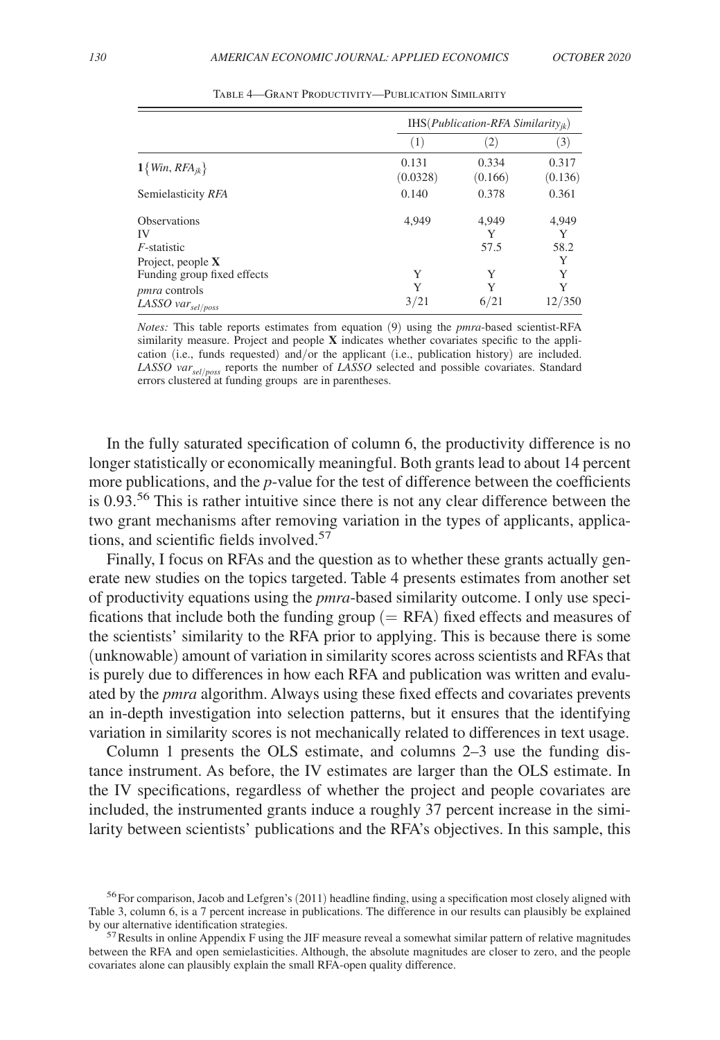Table 4—Grant Productivity—Publication Similarity

| | IHS(*Publication-RFA Similarity*$_{jk}$) | | |
|---|---|---|---|
| | (1) | (2) | (3) |
| $\mathbf{1}\{Win, RFA_{jk}\}$ | 0.131 | 0.334 | 0.317 |
| | (0.0328) | (0.166) | (0.136) |
| Semielasticity *RFA* | 0.140 | 0.378 | 0.361 |
| Observations | 4,949 | 4,949 | 4,949 |
| IV | | Y | Y |
| *F*-statistic | | 57.5 | 58.2 |
| Project, people **X** | | | Y |
| Funding group fixed effects | Y | Y | Y |
| *pmra* controls | Y | Y | Y |
| *LASSO var*$_{sel/poss}$ | 3/21 | 6/21 | 12/350 |

*Notes:* This table reports estimates from equation (9) using the *pmra*-based scientist-RFA similarity measure. Project and people **X** indicates whether covariates specific to the application (i.e., funds requested) and/or the applicant (i.e., publication history) are included. *LASSO var*$_{sel/poss}$ reports the number of *LASSO* selected and possible covariates. Standard errors clustered at funding groups are in parentheses.

In the fully saturated specification of column 6, the productivity difference is no longer statistically or economically meaningful. Both grants lead to about 14 percent more publications, and the *p*-value for the test of difference between the coefficients is 0.93.[56] This is rather intuitive since there is not any clear difference between the two grant mechanisms after removing variation in the types of applicants, applications, and scientific fields involved.[57]

Finally, I focus on RFAs and the question as to whether these grants actually generate new studies on the topics targeted. Table 4 presents estimates from another set of productivity equations using the *pmra*-based similarity outcome. I only use specifications that include both the funding group (= RFA) fixed effects and measures of the scientists' similarity to the RFA prior to applying. This is because there is some (unknowable) amount of variation in similarity scores across scientists and RFAs that is purely due to differences in how each RFA and publication was written and evaluated by the *pmra* algorithm. Always using these fixed effects and covariates prevents an in-depth investigation into selection patterns, but it ensures that the identifying variation in similarity scores is not mechanically related to differences in text usage.

Column 1 presents the OLS estimate, and columns 2–3 use the funding distance instrument. As before, the IV estimates are larger than the OLS estimate. In the IV specifications, regardless of whether the project and people covariates are included, the instrumented grants induce a roughly 37 percent increase in the similarity between scientists' publications and the RFA's objectives. In this sample, this

[56] For comparison, Jacob and Lefgren's (2011) headline finding, using a specification most closely aligned with Table 3, column 6, is a 7 percent increase in publications. The difference in our results can plausibly be explained by our alternative identification strategies.

[57] Results in online Appendix F using the JIF measure reveal a somewhat similar pattern of relative magnitudes between the RFA and open semielasticities. Although, the absolute magnitudes are closer to zero, and the people covariates alone can plausibly explain the small RFA-open quality difference.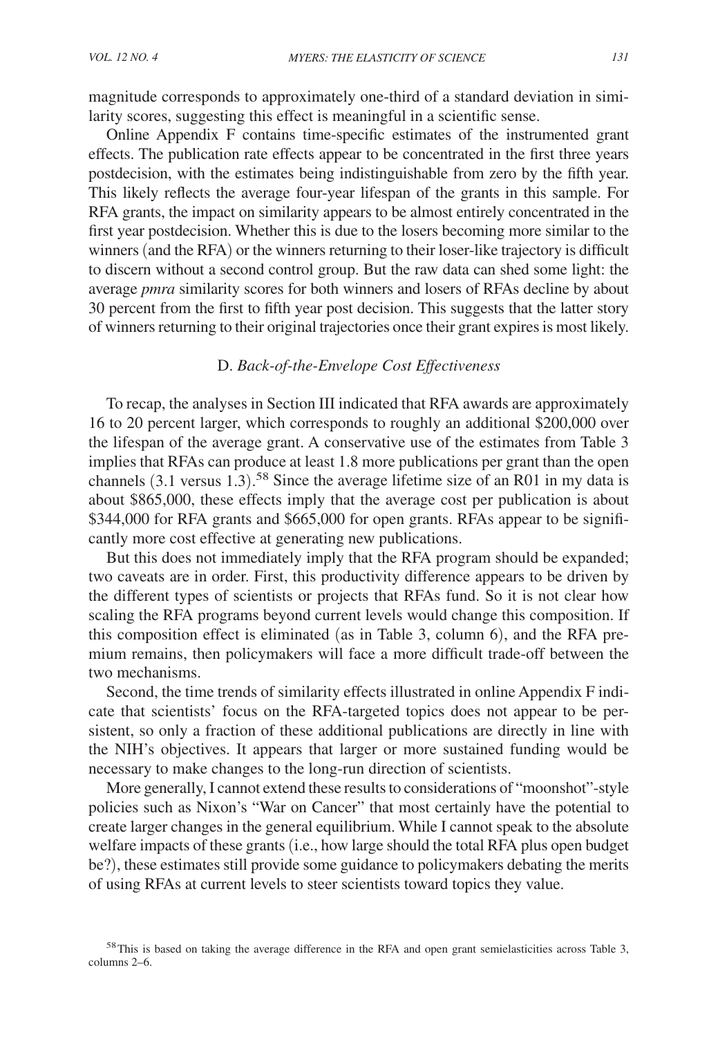magnitude corresponds to approximately one-third of a standard deviation in similarity scores, suggesting this effect is meaningful in a scientific sense.

Online Appendix F contains time-specific estimates of the instrumented grant effects. The publication rate effects appear to be concentrated in the first three years postdecision, with the estimates being indistinguishable from zero by the fifth year. This likely reflects the average four-year lifespan of the grants in this sample. For RFA grants, the impact on similarity appears to be almost entirely concentrated in the first year postdecision. Whether this is due to the losers becoming more similar to the winners (and the RFA) or the winners returning to their loser-like trajectory is difficult to discern without a second control group. But the raw data can shed some light: the average *pmra* similarity scores for both winners and losers of RFAs decline by about 30 percent from the first to fifth year post decision. This suggests that the latter story of winners returning to their original trajectories once their grant expires is most likely.

### D. *Back-of-the-Envelope Cost Effectiveness*

To recap, the analyses in Section III indicated that RFA awards are approximately 16 to 20 percent larger, which corresponds to roughly an additional \$200,000 over the lifespan of the average grant. A conservative use of the estimates from Table 3 implies that RFAs can produce at least 1.8 more publications per grant than the open channels (3.1 versus 1.3).[58] Since the average lifetime size of an R01 in my data is about \$865,000, these effects imply that the average cost per publication is about \$344,000 for RFA grants and \$665,000 for open grants. RFAs appear to be significantly more cost effective at generating new publications.

But this does not immediately imply that the RFA program should be expanded; two caveats are in order. First, this productivity difference appears to be driven by the different types of scientists or projects that RFAs fund. So it is not clear how scaling the RFA programs beyond current levels would change this composition. If this composition effect is eliminated (as in Table 3, column 6), and the RFA premium remains, then policymakers will face a more difficult trade-off between the two mechanisms.

Second, the time trends of similarity effects illustrated in online Appendix F indicate that scientists' focus on the RFA-targeted topics does not appear to be persistent, so only a fraction of these additional publications are directly in line with the NIH's objectives. It appears that larger or more sustained funding would be necessary to make changes to the long-run direction of scientists.

More generally, I cannot extend these results to considerations of "moonshot"-style policies such as Nixon's "War on Cancer" that most certainly have the potential to create larger changes in the general equilibrium. While I cannot speak to the absolute welfare impacts of these grants (i.e., how large should the total RFA plus open budget be?), these estimates still provide some guidance to policymakers debating the merits of using RFAs at current levels to steer scientists toward topics they value.

[58] This is based on taking the average difference in the RFA and open grant semielasticities across Table 3, columns 2–6.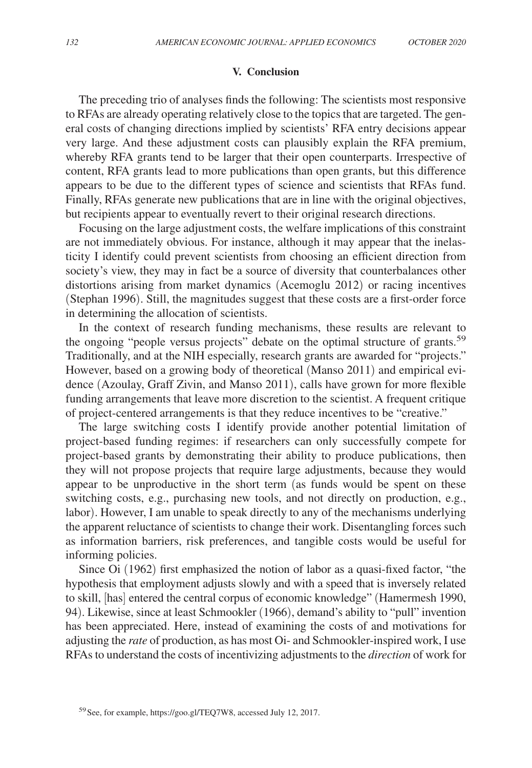## V. Conclusion

The preceding trio of analyses finds the following: The scientists most responsive to RFAs are already operating relatively close to the topics that are targeted. The general costs of changing directions implied by scientists' RFA entry decisions appear very large. And these adjustment costs can plausibly explain the RFA premium, whereby RFA grants tend to be larger that their open counterparts. Irrespective of content, RFA grants lead to more publications than open grants, but this difference appears to be due to the different types of science and scientists that RFAs fund. Finally, RFAs generate new publications that are in line with the original objectives, but recipients appear to eventually revert to their original research directions.

Focusing on the large adjustment costs, the welfare implications of this constraint are not immediately obvious. For instance, although it may appear that the inelasticity I identify could prevent scientists from choosing an efficient direction from society's view, they may in fact be a source of diversity that counterbalances other distortions arising from market dynamics (Acemoglu 2012) or racing incentives (Stephan 1996). Still, the magnitudes suggest that these costs are a first-order force in determining the allocation of scientists.

In the context of research funding mechanisms, these results are relevant to the ongoing "people versus projects" debate on the optimal structure of grants.[59] Traditionally, and at the NIH especially, research grants are awarded for "projects." However, based on a growing body of theoretical (Manso 2011) and empirical evidence (Azoulay, Graff Zivin, and Manso 2011), calls have grown for more flexible funding arrangements that leave more discretion to the scientist. A frequent critique of project-centered arrangements is that they reduce incentives to be "creative."

The large switching costs I identify provide another potential limitation of project-based funding regimes: if researchers can only successfully compete for project-based grants by demonstrating their ability to produce publications, then they will not propose projects that require large adjustments, because they would appear to be unproductive in the short term (as funds would be spent on these switching costs, e.g., purchasing new tools, and not directly on production, e.g., labor). However, I am unable to speak directly to any of the mechanisms underlying the apparent reluctance of scientists to change their work. Disentangling forces such as information barriers, risk preferences, and tangible costs would be useful for informing policies.

Since Oi (1962) first emphasized the notion of labor as a quasi-fixed factor, "the hypothesis that employment adjusts slowly and with a speed that is inversely related to skill, [has] entered the central corpus of economic knowledge" (Hamermesh 1990, 94). Likewise, since at least Schmookler (1966), demand's ability to "pull" invention has been appreciated. Here, instead of examining the costs of and motivations for adjusting the *rate* of production, as has most Oi- and Schmookler-inspired work, I use RFAs to understand the costs of incentivizing adjustments to the *direction* of work for

[59] See, for example, https://goo.gl/TEQ7W8, accessed July 12, 2017.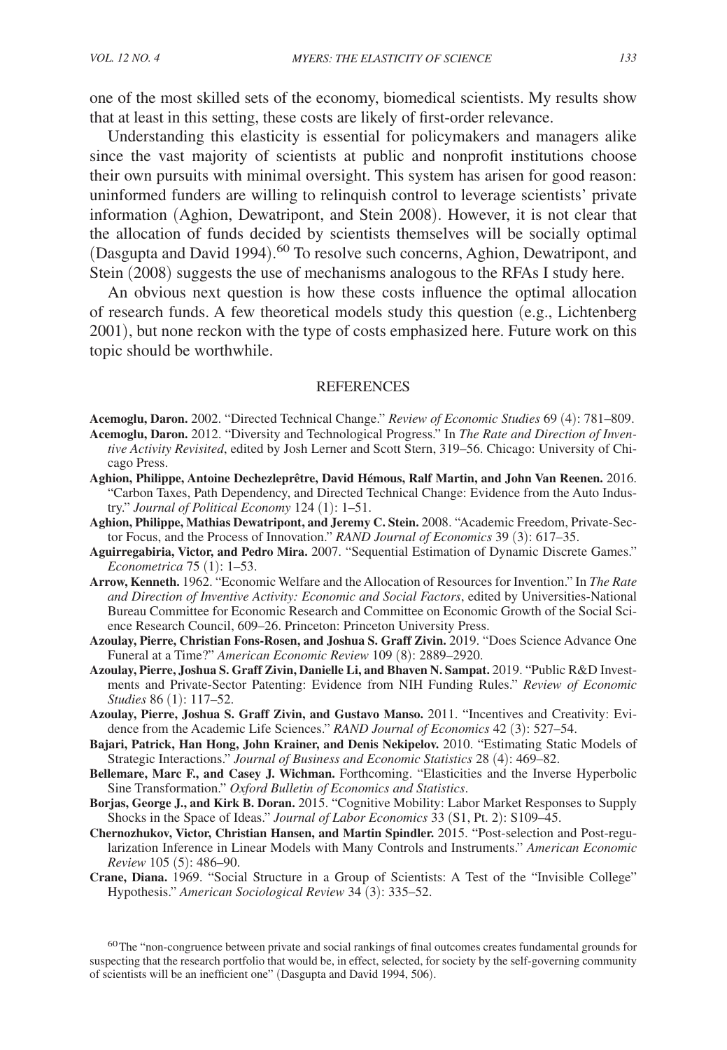one of the most skilled sets of the economy, biomedical scientists. My results show that at least in this setting, these costs are likely of first-order relevance.

Understanding this elasticity is essential for policymakers and managers alike since the vast majority of scientists at public and nonprofit institutions choose their own pursuits with minimal oversight. This system has arisen for good reason: uninformed funders are willing to relinquish control to leverage scientists' private information (Aghion, Dewatripont, and Stein 2008). However, it is not clear that the allocation of funds decided by scientists themselves will be socially optimal (Dasgupta and David 1994).[60] To resolve such concerns, Aghion, Dewatripont, and Stein (2008) suggests the use of mechanisms analogous to the RFAs I study here.

An obvious next question is how these costs influence the optimal allocation of research funds. A few theoretical models study this question (e.g., Lichtenberg 2001), but none reckon with the type of costs emphasized here. Future work on this topic should be worthwhile.

## REFERENCES

**Acemoglu, Daron.** 2002. "Directed Technical Change." *Review of Economic Studies* 69 (4): 781–809.

**Acemoglu, Daron.** 2012. "Diversity and Technological Progress." In *The Rate and Direction of Inventive Activity Revisited*, edited by Josh Lerner and Scott Stern, 319–56. Chicago: University of Chicago Press.

**Aghion, Philippe, Antoine Dechezleprêtre, David Hémous, Ralf Martin, and John Van Reenen.** 2016. "Carbon Taxes, Path Dependency, and Directed Technical Change: Evidence from the Auto Industry." *Journal of Political Economy* 124 (1): 1–51.

**Aghion, Philippe, Mathias Dewatripont, and Jeremy C. Stein.** 2008. "Academic Freedom, Private-Sector Focus, and the Process of Innovation." *RAND Journal of Economics* 39 (3): 617–35.

**Aguirregabiria, Victor, and Pedro Mira.** 2007. "Sequential Estimation of Dynamic Discrete Games." *Econometrica* 75 (1): 1–53.

**Arrow, Kenneth.** 1962. "Economic Welfare and the Allocation of Resources for Invention." In *The Rate and Direction of Inventive Activity: Economic and Social Factors*, edited by Universities-National Bureau Committee for Economic Research and Committee on Economic Growth of the Social Science Research Council, 609–26. Princeton: Princeton University Press.

**Azoulay, Pierre, Christian Fons-Rosen, and Joshua S. Graff Zivin.** 2019. "Does Science Advance One Funeral at a Time?" *American Economic Review* 109 (8): 2889–2920.

**Azoulay, Pierre, Joshua S. Graff Zivin, Danielle Li, and Bhaven N. Sampat.** 2019. "Public R&D Investments and Private-Sector Patenting: Evidence from NIH Funding Rules." *Review of Economic Studies* 86 (1): 117–52.

**Azoulay, Pierre, Joshua S. Graff Zivin, and Gustavo Manso.** 2011. "Incentives and Creativity: Evidence from the Academic Life Sciences." *RAND Journal of Economics* 42 (3): 527–54.

**Bajari, Patrick, Han Hong, John Krainer, and Denis Nekipelov.** 2010. "Estimating Static Models of Strategic Interactions." *Journal of Business and Economic Statistics* 28 (4): 469–82.

**Bellemare, Marc F., and Casey J. Wichman.** Forthcoming. "Elasticities and the Inverse Hyperbolic Sine Transformation." *Oxford Bulletin of Economics and Statistics*.

**Borjas, George J., and Kirk B. Doran.** 2015. "Cognitive Mobility: Labor Market Responses to Supply Shocks in the Space of Ideas." *Journal of Labor Economics* 33 (S1, Pt. 2): S109–45.

**Chernozhukov, Victor, Christian Hansen, and Martin Spindler.** 2015. "Post-selection and Post-regularization Inference in Linear Models with Many Controls and Instruments." *American Economic Review* 105 (5): 486–90.

**Crane, Diana.** 1969. "Social Structure in a Group of Scientists: A Test of the "Invisible College" Hypothesis." *American Sociological Review* 34 (3): 335–52.

[60] The "non-congruence between private and social rankings of final outcomes creates fundamental grounds for suspecting that the research portfolio that would be, in effect, selected, for society by the self-governing community of scientists will be an inefficient one" (Dasgupta and David 1994, 506).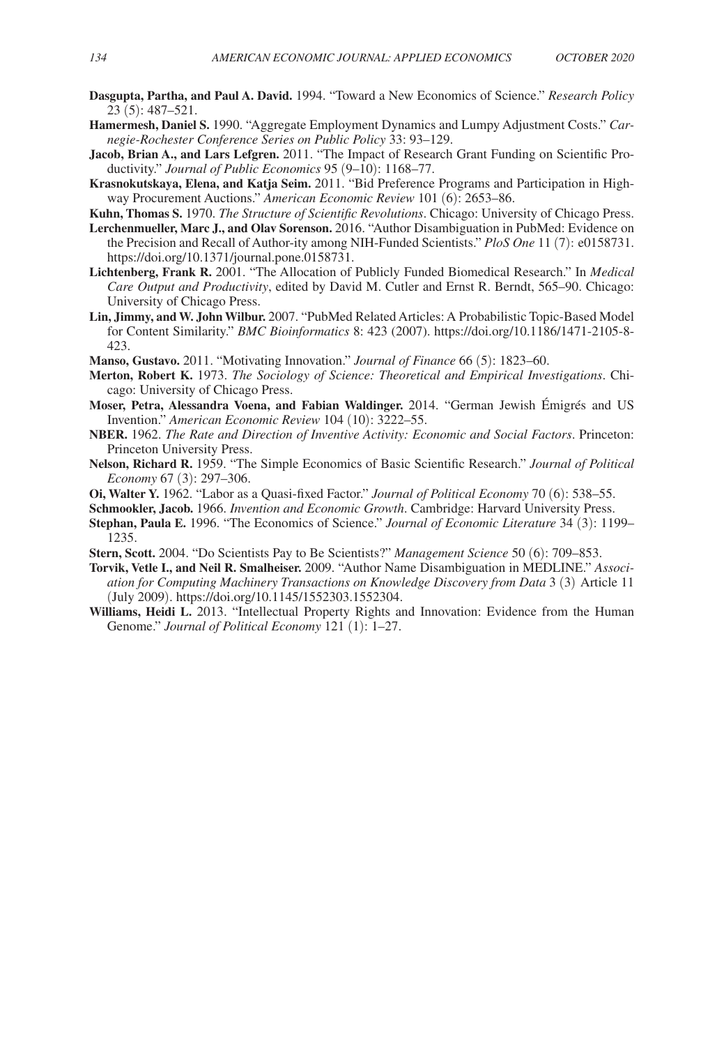**Dasgupta, Partha, and Paul A. David.** 1994. "Toward a New Economics of Science." *Research Policy* 23 (5): 487–521.

**Hamermesh, Daniel S.** 1990. "Aggregate Employment Dynamics and Lumpy Adjustment Costs." *Carnegie-Rochester Conference Series on Public Policy* 33: 93–129.

**Jacob, Brian A., and Lars Lefgren.** 2011. "The Impact of Research Grant Funding on Scientific Productivity." *Journal of Public Economics* 95 (9–10): 1168–77.

**Krasnokutskaya, Elena, and Katja Seim.** 2011. "Bid Preference Programs and Participation in Highway Procurement Auctions." *American Economic Review* 101 (6): 2653–86.

**Kuhn, Thomas S.** 1970. *The Structure of Scientific Revolutions*. Chicago: University of Chicago Press.

**Lerchenmueller, Marc J., and Olav Sorenson.** 2016. "Author Disambiguation in PubMed: Evidence on the Precision and Recall of Author-ity among NIH-Funded Scientists." *PloS One* 11 (7): e0158731. https://doi.org/10.1371/journal.pone.0158731.

**Lichtenberg, Frank R.** 2001. "The Allocation of Publicly Funded Biomedical Research." In *Medical Care Output and Productivity*, edited by David M. Cutler and Ernst R. Berndt, 565–90. Chicago: University of Chicago Press.

**Lin, Jimmy, and W. John Wilbur.** 2007. "PubMed Related Articles: A Probabilistic Topic-Based Model for Content Similarity." *BMC Bioinformatics* 8: 423 (2007). https://doi.org/10.1186/1471-2105-8-423.

**Manso, Gustavo.** 2011. "Motivating Innovation." *Journal of Finance* 66 (5): 1823–60.

**Merton, Robert K.** 1973. *The Sociology of Science: Theoretical and Empirical Investigations*. Chicago: University of Chicago Press.

**Moser, Petra, Alessandra Voena, and Fabian Waldinger.** 2014. "German Jewish Émigrés and US Invention." *American Economic Review* 104 (10): 3222–55.

**NBER.** 1962. *The Rate and Direction of Inventive Activity: Economic and Social Factors*. Princeton: Princeton University Press.

**Nelson, Richard R.** 1959. "The Simple Economics of Basic Scientific Research." *Journal of Political Economy* 67 (3): 297–306.

**Oi, Walter Y.** 1962. "Labor as a Quasi-fixed Factor." *Journal of Political Economy* 70 (6): 538–55.

**Schmookler, Jacob.** 1966. *Invention and Economic Growth*. Cambridge: Harvard University Press.

**Stephan, Paula E.** 1996. "The Economics of Science." *Journal of Economic Literature* 34 (3): 1199–1235.

**Stern, Scott.** 2004. "Do Scientists Pay to Be Scientists?" *Management Science* 50 (6): 709–853.

**Torvik, Vetle I., and Neil R. Smalheiser.** 2009. "Author Name Disambiguation in MEDLINE." *Association for Computing Machinery Transactions on Knowledge Discovery from Data* 3 (3) Article 11 (July 2009). https://doi.org/10.1145/1552303.1552304.

**Williams, Heidi L.** 2013. "Intellectual Property Rights and Innovation: Evidence from the Human Genome." *Journal of Political Economy* 121 (1): 1–27.